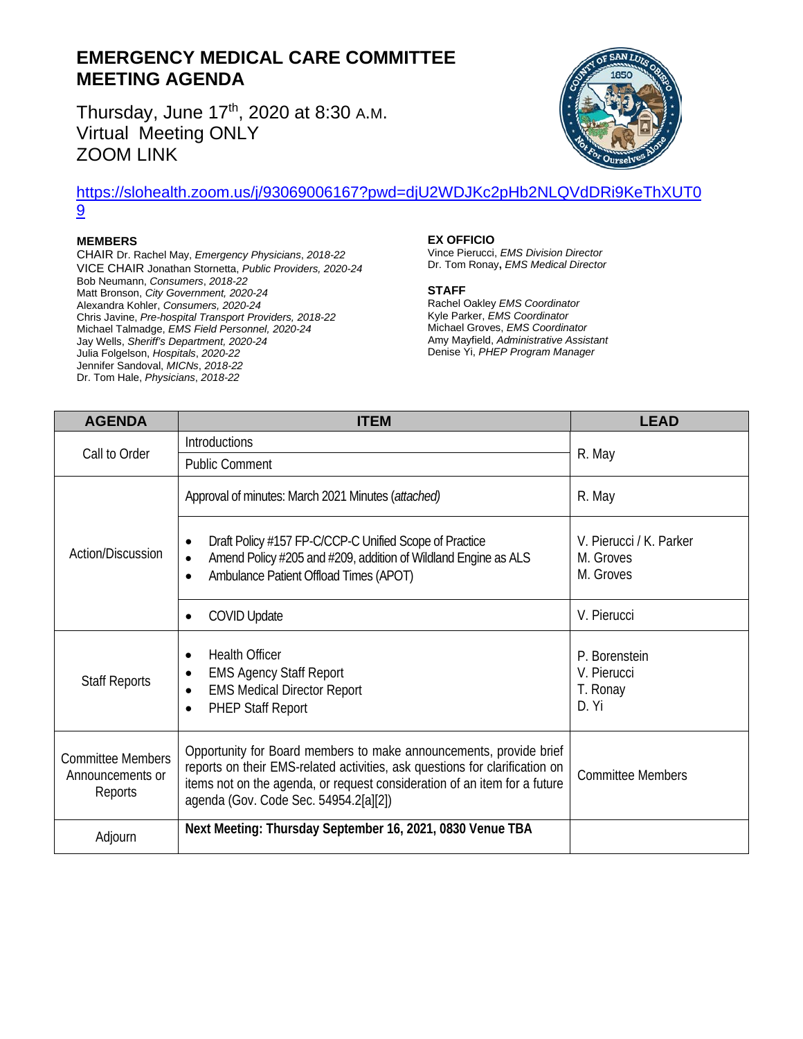# EMERGENCY MEDICAL CARE COMMITTEE MEETING AGENDA

Thursday, June 17th, 2020 at 8:30 A.M.
Virtual Meeting ONLY
ZOOM LINK

https://slohealth.zoom.us/j/93069006167?pwd=djU2WDJKc2pHb2NLQVdDRi9KeThXUT09

**MEMBERS**

CHAIR Dr. Rachel May, *Emergency Physicians*, *2018-22*
VICE CHAIR Jonathan Stornetta, *Public Providers, 2020-24*
Bob Neumann, *Consumers*, *2018-22*
Matt Bronson, *City Government, 2020-24*
Alexandra Kohler, *Consumers, 2020-24*
Chris Javine, *Pre-hospital Transport Providers, 2018-22*
Michael Talmadge, *EMS Field Personnel, 2020-24*
Jay Wells, *Sheriff's Department, 2020-24*
Julia Folgelson, *Hospitals*, *2020-22*
Jennifer Sandoval, *MICNs*, *2018-22*
Dr. Tom Hale, *Physicians*, *2018-22*

**EX OFFICIO**

Vince Pierucci, *EMS Division Director*
Dr. Tom Ronay**,** *EMS Medical Director*

**STAFF**

Rachel Oakley *EMS Coordinator*
Kyle Parker, *EMS Coordinator*
Michael Groves, *EMS Coordinator*
Amy Mayfield, *Administrative Assistant*
Denise Yi, *PHEP Program Manager*

| AGENDA | ITEM | LEAD |
|---|---|---|
| Call to Order | Introductions | R. May |
| | Public Comment | |
| Action/Discussion | Approval of minutes: March 2021 Minutes (*attached)* | R. May |
| | • Draft Policy #157 FP-C/CCP-C Unified Scope of Practice<br>• Amend Policy #205 and #209, addition of Wildland Engine as ALS<br>• Ambulance Patient Offload Times (APOT) | V. Pierucci / K. Parker<br>M. Groves<br>M. Groves |
| | • COVID Update | V. Pierucci |
| Staff Reports | • Health Officer<br>• EMS Agency Staff Report<br>• EMS Medical Director Report<br>• PHEP Staff Report | P. Borenstein<br>V. Pierucci<br>T. Ronay<br>D. Yi |
| Committee Members Announcements or Reports | Opportunity for Board members to make announcements, provide brief reports on their EMS-related activities, ask questions for clarification on items not on the agenda, or request consideration of an item for a future agenda (Gov. Code Sec. 54954.2[a][2]) | Committee Members |
| Adjourn | **Next Meeting: Thursday September 16, 2021, 0830 Venue TBA** | |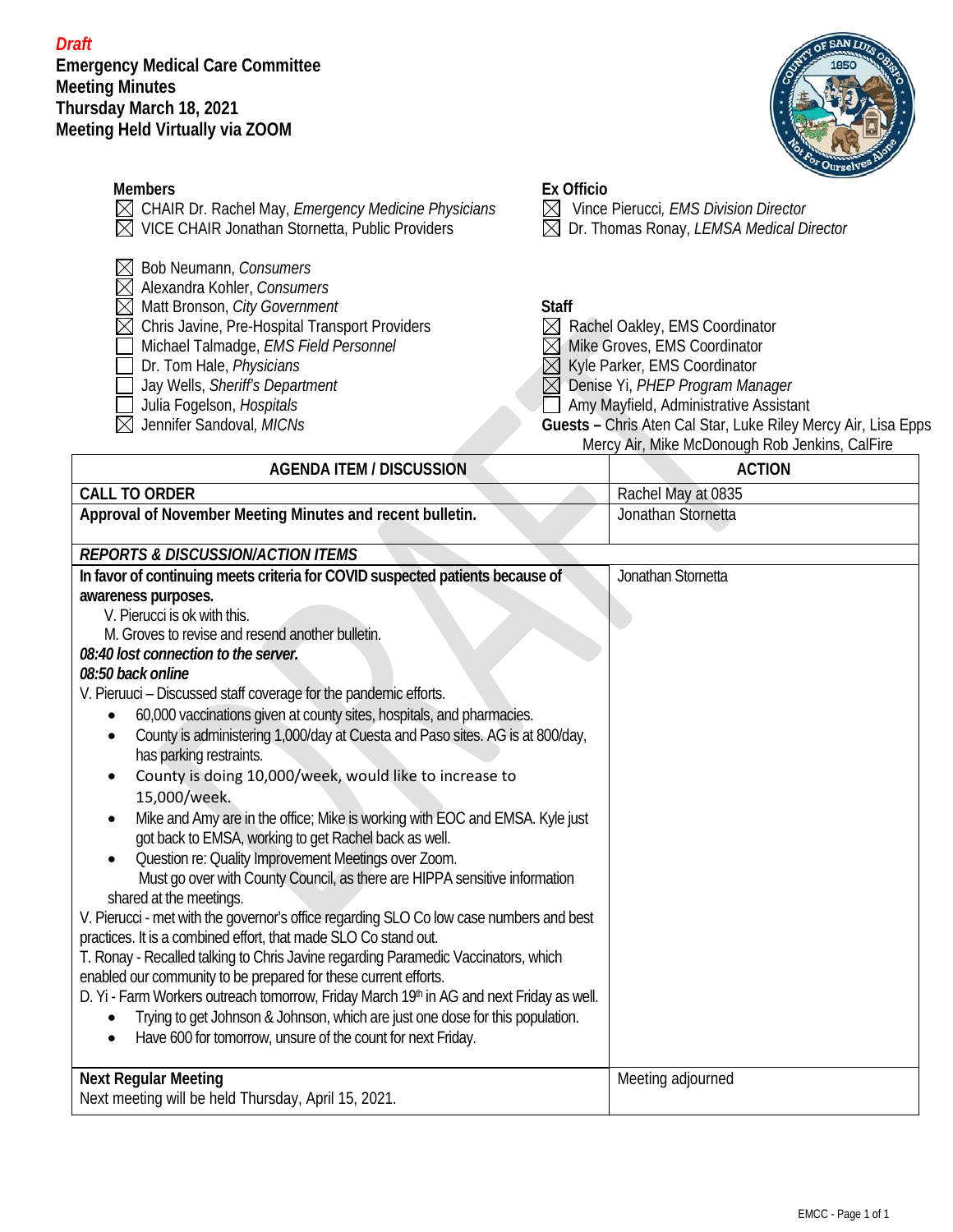*Draft*

**Emergency Medical Care Committee**
**Meeting Minutes**
**Thursday March 18, 2021**
**Meeting Held Virtually via ZOOM**

**Members**

- ☒ CHAIR Dr. Rachel May, *Emergency Medicine Physicians*
- ☒ VICE CHAIR Jonathan Stornetta, Public Providers
- ☒ Bob Neumann, *Consumers*
- ☒ Alexandra Kohler, *Consumers*
- ☒ Matt Bronson, *City Government*
- ☒ Chris Javine, Pre-Hospital Transport Providers
- ☐ Michael Talmadge, *EMS Field Personnel*
- ☐ Dr. Tom Hale, *Physicians*
- ☐ Jay Wells, *Sheriff's Department*
- ☐ Julia Fogelson, *Hospitals*
- ☒ Jennifer Sandoval, *MICNs*

**Ex Officio**

- ☒ Vince Pierucci, *EMS Division Director*
- ☒ Dr. Thomas Ronay, *LEMSA Medical Director*

**Staff**

- ☒ Rachel Oakley, EMS Coordinator
- ☒ Mike Groves, EMS Coordinator
- ☒ Kyle Parker, EMS Coordinator
- ☒ Denise Yi, *PHEP Program Manager*
- ☐ Amy Mayfield, Administrative Assistant

**Guests –** Chris Aten Cal Star, Luke Riley Mercy Air, Lisa Epps Mercy Air, Mike McDonough Rob Jenkins, CalFire

| AGENDA ITEM / DISCUSSION | ACTION |
|---|---|
| **CALL TO ORDER** | Rachel May at 0835 |
| **Approval of November Meeting Minutes and recent bulletin.** | Jonathan Stornetta |
| ***REPORTS & DISCUSSION/ACTION ITEMS*** | |
| **In favor of continuing meets criteria for COVID suspected patients because of awareness purposes.**<br>V. Pierucci is ok with this.<br>M. Groves to revise and resend another bulletin.<br>***08:40 lost connection to the server.***<br>***08:50 back online***<br>V. Pieruuci – Discussed staff coverage for the pandemic efforts.<br>• 60,000 vaccinations given at county sites, hospitals, and pharmacies.<br>• County is administering 1,000/day at Cuesta and Paso sites. AG is at 800/day, has parking restraints.<br>• County is doing 10,000/week, would like to increase to 15,000/week.<br>• Mike and Amy are in the office; Mike is working with EOC and EMSA. Kyle just got back to EMSA, working to get Rachel back as well.<br>• Question re: Quality Improvement Meetings over Zoom. Must go over with County Council, as there are HIPPA sensitive information shared at the meetings.<br>V. Pierucci - met with the governor's office regarding SLO Co low case numbers and best practices. It is a combined effort, that made SLO Co stand out.<br>T. Ronay - Recalled talking to Chris Javine regarding Paramedic Vaccinators, which enabled our community to be prepared for these current efforts.<br>D. Yi - Farm Workers outreach tomorrow, Friday March 19th in AG and next Friday as well.<br>• Trying to get Johnson & Johnson, which are just one dose for this population.<br>• Have 600 for tomorrow, unsure of the count for next Friday. | Jonathan Stornetta |
| **Next Regular Meeting**<br>Next meeting will be held Thursday, April 15, 2021. | Meeting adjourned |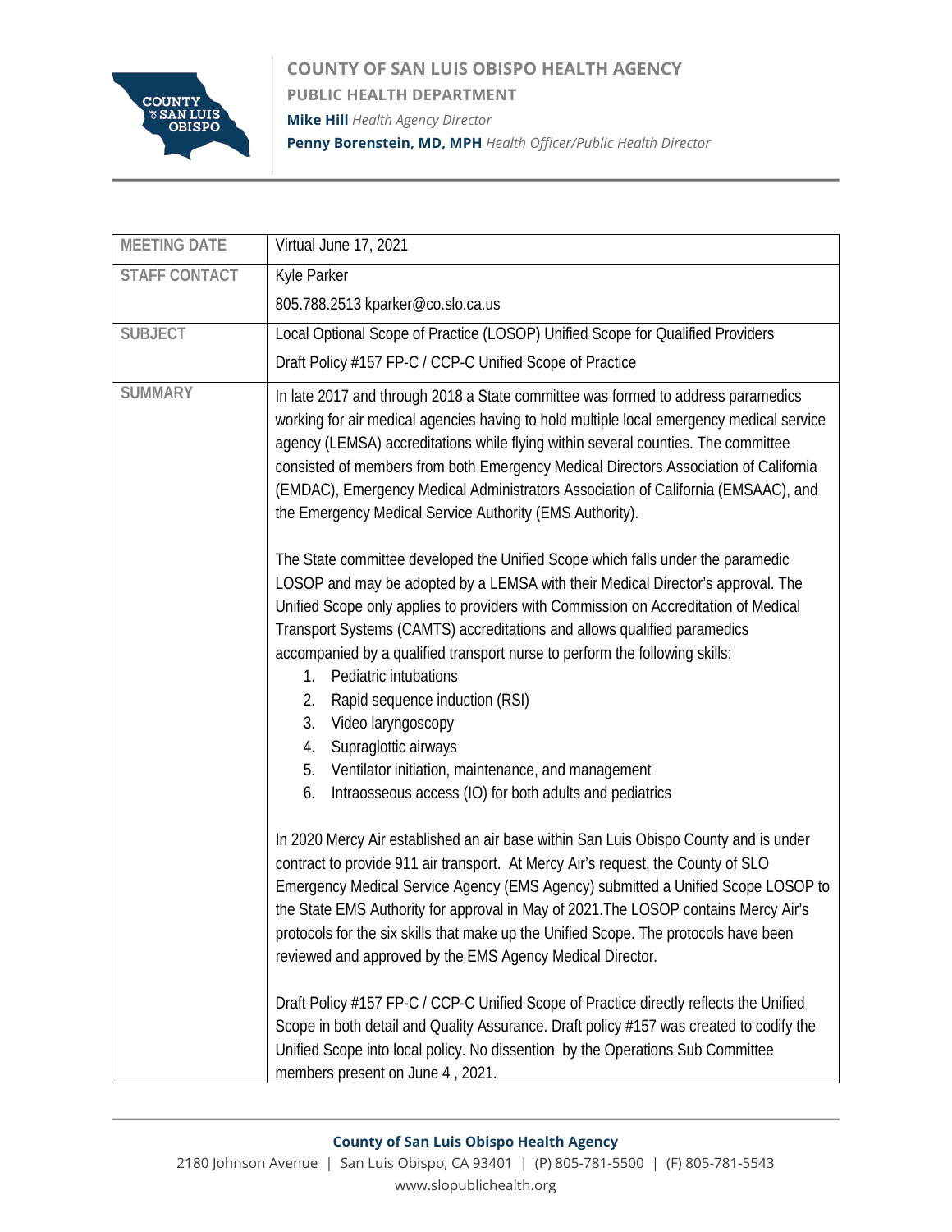**COUNTY OF SAN LUIS OBISPO HEALTH AGENCY**

**PUBLIC HEALTH DEPARTMENT**

**Mike Hill** *Health Agency Director*

**Penny Borenstein, MD, MPH** *Health Officer/Public Health Director*

| | |
|---|---|
| **MEETING DATE** | Virtual June 17, 2021 |
| **STAFF CONTACT** | Kyle Parker<br>805.788.2513 kparker@co.slo.ca.us |
| **SUBJECT** | Local Optional Scope of Practice (LOSOP) Unified Scope for Qualified Providers<br>Draft Policy #157 FP-C / CCP-C Unified Scope of Practice |
| **SUMMARY** | In late 2017 and through 2018 a State committee was formed to address paramedics working for air medical agencies having to hold multiple local emergency medical service agency (LEMSA) accreditations while flying within several counties. The committee consisted of members from both Emergency Medical Directors Association of California (EMDAC), Emergency Medical Administrators Association of California (EMSAAC), and the Emergency Medical Service Authority (EMS Authority).<br><br>The State committee developed the Unified Scope which falls under the paramedic LOSOP and may be adopted by a LEMSA with their Medical Director's approval. The Unified Scope only applies to providers with Commission on Accreditation of Medical Transport Systems (CAMTS) accreditations and allows qualified paramedics accompanied by a qualified transport nurse to perform the following skills:<br>1. Pediatric intubations<br>2. Rapid sequence induction (RSI)<br>3. Video laryngoscopy<br>4. Supraglottic airways<br>5. Ventilator initiation, maintenance, and management<br>6. Intraosseous access (IO) for both adults and pediatrics<br><br>In 2020 Mercy Air established an air base within San Luis Obispo County and is under contract to provide 911 air transport. At Mercy Air's request, the County of SLO Emergency Medical Service Agency (EMS Agency) submitted a Unified Scope LOSOP to the State EMS Authority for approval in May of 2021.The LOSOP contains Mercy Air's protocols for the six skills that make up the Unified Scope. The protocols have been reviewed and approved by the EMS Agency Medical Director.<br><br>Draft Policy #157 FP-C / CCP-C Unified Scope of Practice directly reflects the Unified Scope in both detail and Quality Assurance. Draft policy #157 was created to codify the Unified Scope into local policy. No dissention by the Operations Sub Committee members present on June 4 , 2021. |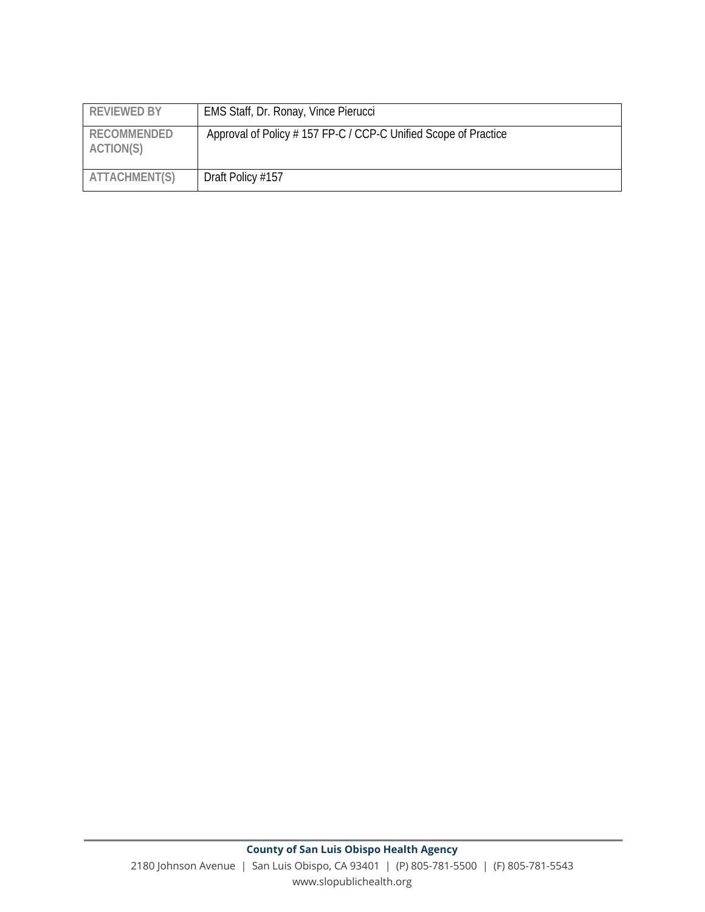| REVIEWED BY | EMS Staff, Dr. Ronay, Vince Pierucci |
|---|---|
| RECOMMENDED ACTION(S) | Approval of Policy # 157 FP-C / CCP-C Unified Scope of Practice |
| ATTACHMENT(S) | Draft Policy #157 |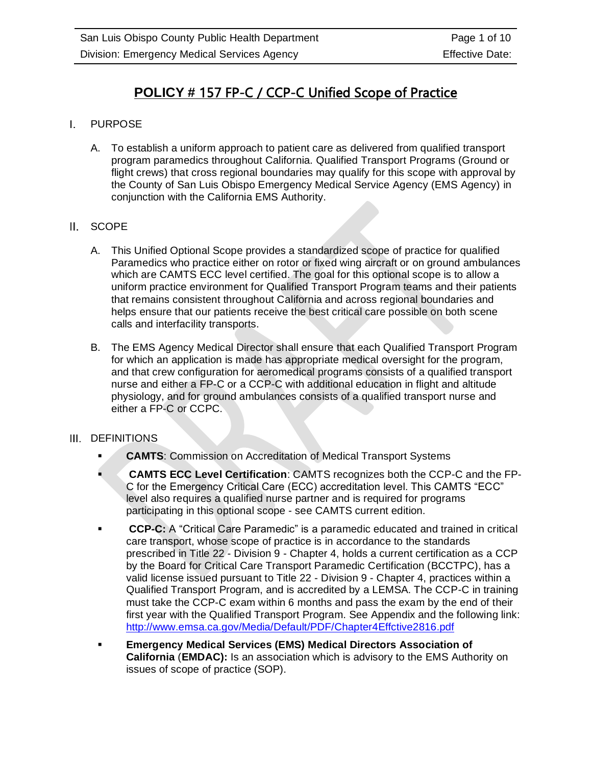# POLICY # 157 FP-C / CCP-C Unified Scope of Practice

## I. PURPOSE

A. To establish a uniform approach to patient care as delivered from qualified transport program paramedics throughout California. Qualified Transport Programs (Ground or flight crews) that cross regional boundaries may qualify for this scope with approval by the County of San Luis Obispo Emergency Medical Service Agency (EMS Agency) in conjunction with the California EMS Authority.

## II. SCOPE

A. This Unified Optional Scope provides a standardized scope of practice for qualified Paramedics who practice either on rotor or fixed wing aircraft or on ground ambulances which are CAMTS ECC level certified. The goal for this optional scope is to allow a uniform practice environment for Qualified Transport Program teams and their patients that remains consistent throughout California and across regional boundaries and helps ensure that our patients receive the best critical care possible on both scene calls and interfacility transports.

B. The EMS Agency Medical Director shall ensure that each Qualified Transport Program for which an application is made has appropriate medical oversight for the program, and that crew configuration for aeromedical programs consists of a qualified transport nurse and either a FP-C or a CCP-C with additional education in flight and altitude physiology, and for ground ambulances consists of a qualified transport nurse and either a FP-C or CCPC.

## III. DEFINITIONS

- **CAMTS**: Commission on Accreditation of Medical Transport Systems
- **CAMTS ECC Level Certification**: CAMTS recognizes both the CCP-C and the FP-C for the Emergency Critical Care (ECC) accreditation level. This CAMTS "ECC" level also requires a qualified nurse partner and is required for programs participating in this optional scope - see CAMTS current edition.
- **CCP-C:** A "Critical Care Paramedic" is a paramedic educated and trained in critical care transport, whose scope of practice is in accordance to the standards prescribed in Title 22 - Division 9 - Chapter 4, holds a current certification as a CCP by the Board for Critical Care Transport Paramedic Certification (BCCTPC), has a valid license issued pursuant to Title 22 - Division 9 - Chapter 4, practices within a Qualified Transport Program, and is accredited by a LEMSA. The CCP-C in training must take the CCP-C exam within 6 months and pass the exam by the end of their first year with the Qualified Transport Program. See Appendix and the following link: [http://www.emsa.ca.gov/Media/Default/PDF/Chapter4Effctive2816.pdf](http://www.emsa.ca.gov/Media/Default/PDF/Chapter4Effctive2816.pdf)
- **Emergency Medical Services (EMS) Medical Directors Association of California** (**EMDAC):** Is an association which is advisory to the EMS Authority on issues of scope of practice (SOP).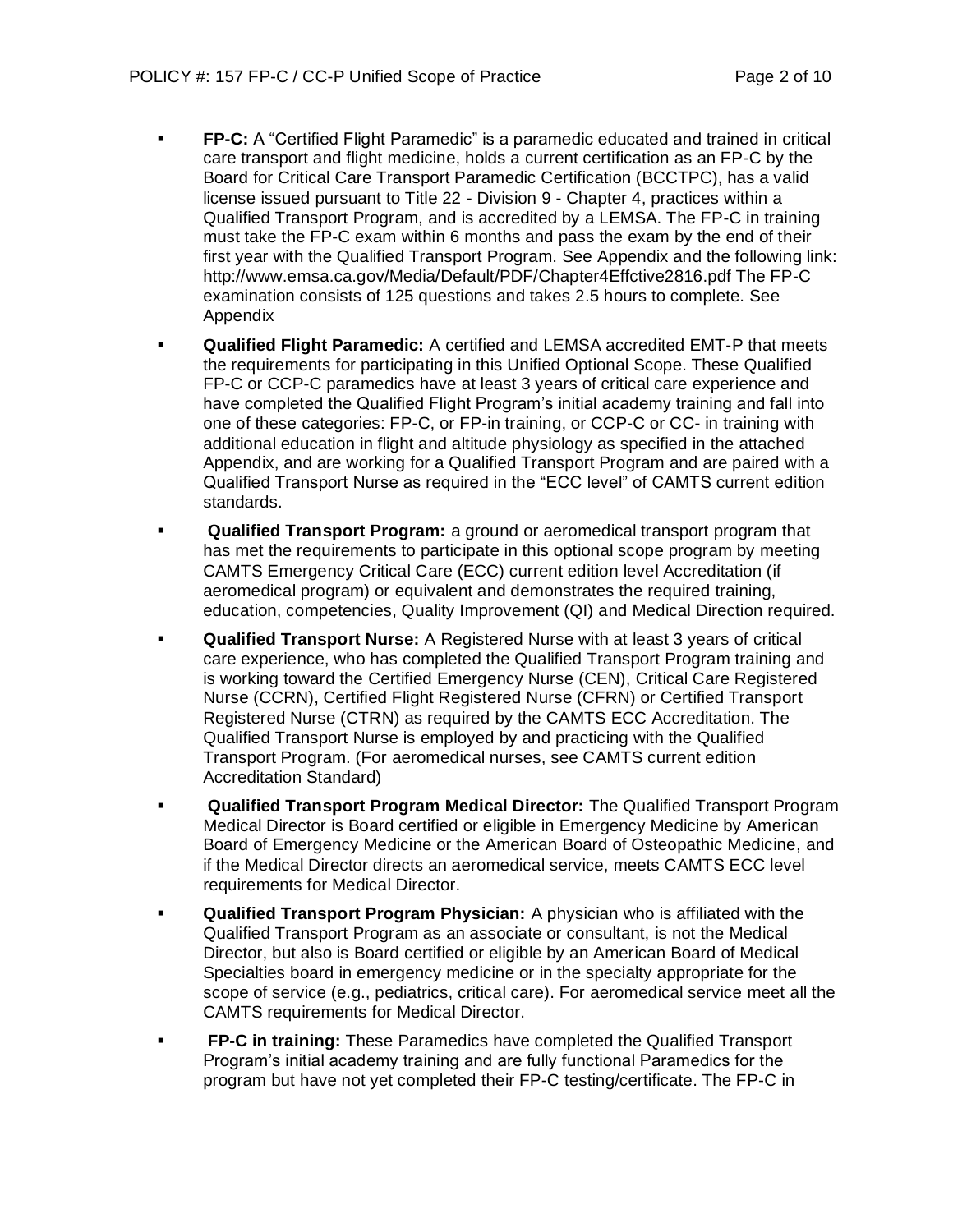- **FP-C:** A "Certified Flight Paramedic" is a paramedic educated and trained in critical care transport and flight medicine, holds a current certification as an FP-C by the Board for Critical Care Transport Paramedic Certification (BCCTPC), has a valid license issued pursuant to Title 22 - Division 9 - Chapter 4, practices within a Qualified Transport Program, and is accredited by a LEMSA. The FP-C in training must take the FP-C exam within 6 months and pass the exam by the end of their first year with the Qualified Transport Program. See Appendix and the following link: http://www.emsa.ca.gov/Media/Default/PDF/Chapter4Effctive2816.pdf The FP-C examination consists of 125 questions and takes 2.5 hours to complete. See Appendix

- **Qualified Flight Paramedic:** A certified and LEMSA accredited EMT-P that meets the requirements for participating in this Unified Optional Scope. These Qualified FP-C or CCP-C paramedics have at least 3 years of critical care experience and have completed the Qualified Flight Program's initial academy training and fall into one of these categories: FP-C, or FP-in training, or CCP-C or CC- in training with additional education in flight and altitude physiology as specified in the attached Appendix, and are working for a Qualified Transport Program and are paired with a Qualified Transport Nurse as required in the "ECC level" of CAMTS current edition standards.

- **Qualified Transport Program:** a ground or aeromedical transport program that has met the requirements to participate in this optional scope program by meeting CAMTS Emergency Critical Care (ECC) current edition level Accreditation (if aeromedical program) or equivalent and demonstrates the required training, education, competencies, Quality Improvement (QI) and Medical Direction required.

- **Qualified Transport Nurse:** A Registered Nurse with at least 3 years of critical care experience, who has completed the Qualified Transport Program training and is working toward the Certified Emergency Nurse (CEN), Critical Care Registered Nurse (CCRN), Certified Flight Registered Nurse (CFRN) or Certified Transport Registered Nurse (CTRN) as required by the CAMTS ECC Accreditation. The Qualified Transport Nurse is employed by and practicing with the Qualified Transport Program. (For aeromedical nurses, see CAMTS current edition Accreditation Standard)

- **Qualified Transport Program Medical Director:** The Qualified Transport Program Medical Director is Board certified or eligible in Emergency Medicine by American Board of Emergency Medicine or the American Board of Osteopathic Medicine, and if the Medical Director directs an aeromedical service, meets CAMTS ECC level requirements for Medical Director.

- **Qualified Transport Program Physician:** A physician who is affiliated with the Qualified Transport Program as an associate or consultant, is not the Medical Director, but also is Board certified or eligible by an American Board of Medical Specialties board in emergency medicine or in the specialty appropriate for the scope of service (e.g., pediatrics, critical care). For aeromedical service meet all the CAMTS requirements for Medical Director.

- **FP-C in training:** These Paramedics have completed the Qualified Transport Program's initial academy training and are fully functional Paramedics for the program but have not yet completed their FP-C testing/certificate. The FP-C in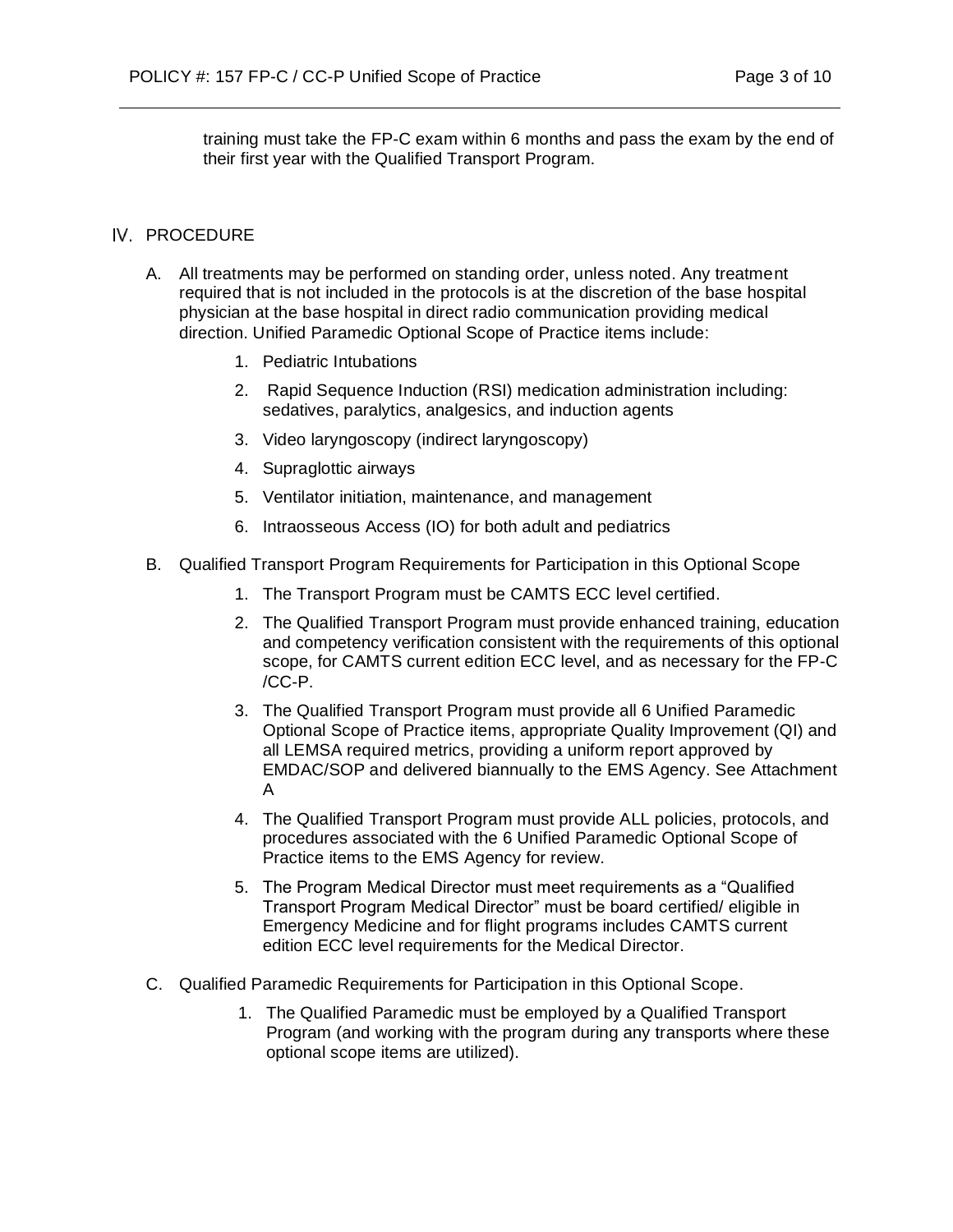training must take the FP-C exam within 6 months and pass the exam by the end of their first year with the Qualified Transport Program.

## IV. PROCEDURE

A. All treatments may be performed on standing order, unless noted. Any treatment required that is not included in the protocols is at the discretion of the base hospital physician at the base hospital in direct radio communication providing medical direction. Unified Paramedic Optional Scope of Practice items include:

1. Pediatric Intubations
2. Rapid Sequence Induction (RSI) medication administration including: sedatives, paralytics, analgesics, and induction agents
3. Video laryngoscopy (indirect laryngoscopy)
4. Supraglottic airways
5. Ventilator initiation, maintenance, and management
6. Intraosseous Access (IO) for both adult and pediatrics

B. Qualified Transport Program Requirements for Participation in this Optional Scope

1. The Transport Program must be CAMTS ECC level certified.
2. The Qualified Transport Program must provide enhanced training, education and competency verification consistent with the requirements of this optional scope, for CAMTS current edition ECC level, and as necessary for the FP-C /CC-P.
3. The Qualified Transport Program must provide all 6 Unified Paramedic Optional Scope of Practice items, appropriate Quality Improvement (QI) and all LEMSA required metrics, providing a uniform report approved by EMDAC/SOP and delivered biannually to the EMS Agency. See Attachment A
4. The Qualified Transport Program must provide ALL policies, protocols, and procedures associated with the 6 Unified Paramedic Optional Scope of Practice items to the EMS Agency for review.
5. The Program Medical Director must meet requirements as a "Qualified Transport Program Medical Director" must be board certified/ eligible in Emergency Medicine and for flight programs includes CAMTS current edition ECC level requirements for the Medical Director.

C. Qualified Paramedic Requirements for Participation in this Optional Scope.

1. The Qualified Paramedic must be employed by a Qualified Transport Program (and working with the program during any transports where these optional scope items are utilized).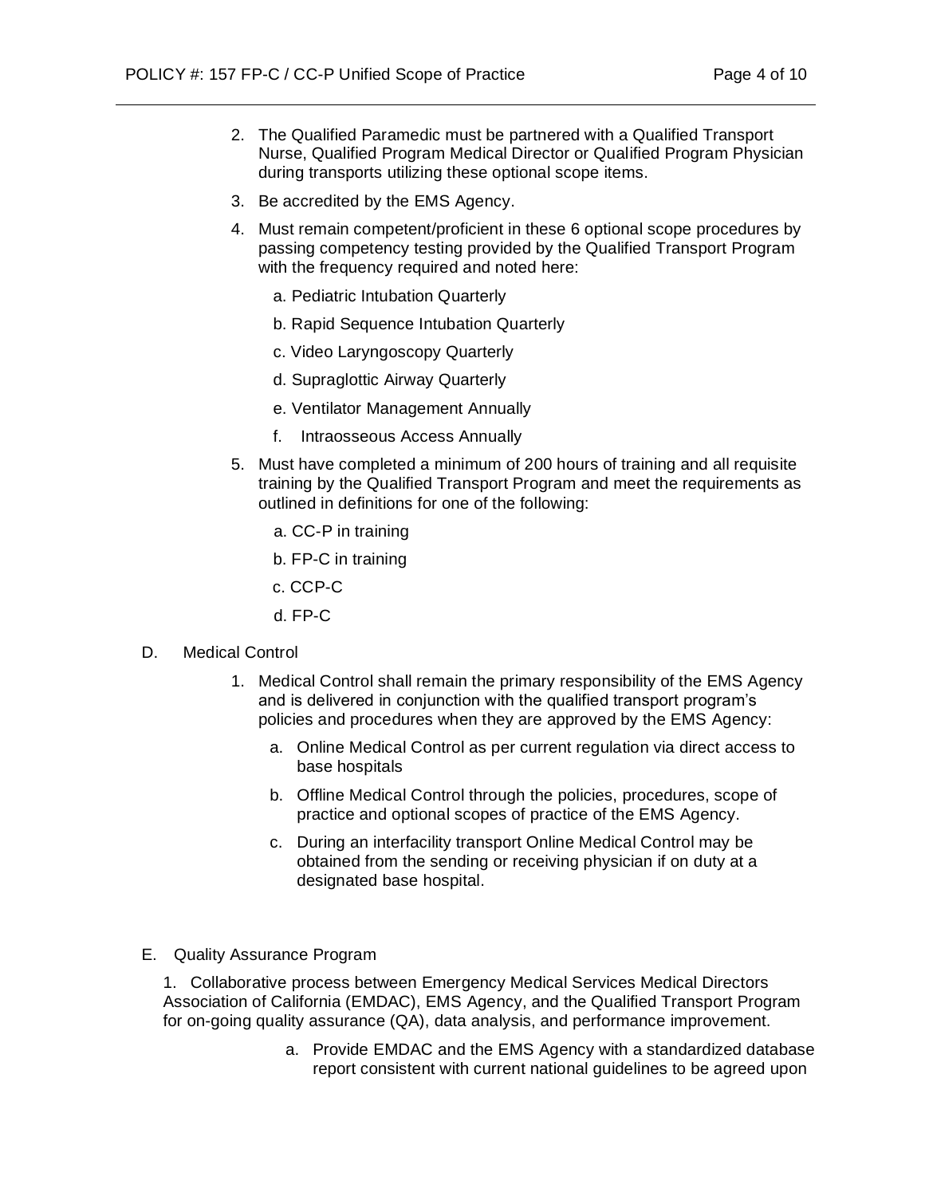2. The Qualified Paramedic must be partnered with a Qualified Transport Nurse, Qualified Program Medical Director or Qualified Program Physician during transports utilizing these optional scope items.
3. Be accredited by the EMS Agency.
4. Must remain competent/proficient in these 6 optional scope procedures by passing competency testing provided by the Qualified Transport Program with the frequency required and noted here:
   a. Pediatric Intubation Quarterly
   b. Rapid Sequence Intubation Quarterly
   c. Video Laryngoscopy Quarterly
   d. Supraglottic Airway Quarterly
   e. Ventilator Management Annually
   f. Intraosseous Access Annually
5. Must have completed a minimum of 200 hours of training and all requisite training by the Qualified Transport Program and meet the requirements as outlined in definitions for one of the following:
   a. CC-P in training
   b. FP-C in training
   c. CCP-C
   d. FP-C

D. Medical Control

1. Medical Control shall remain the primary responsibility of the EMS Agency and is delivered in conjunction with the qualified transport program's policies and procedures when they are approved by the EMS Agency:
   a. Online Medical Control as per current regulation via direct access to base hospitals
   b. Offline Medical Control through the policies, procedures, scope of practice and optional scopes of practice of the EMS Agency.
   c. During an interfacility transport Online Medical Control may be obtained from the sending or receiving physician if on duty at a designated base hospital.

E. Quality Assurance Program

1. Collaborative process between Emergency Medical Services Medical Directors Association of California (EMDAC), EMS Agency, and the Qualified Transport Program for on-going quality assurance (QA), data analysis, and performance improvement.
   a. Provide EMDAC and the EMS Agency with a standardized database report consistent with current national guidelines to be agreed upon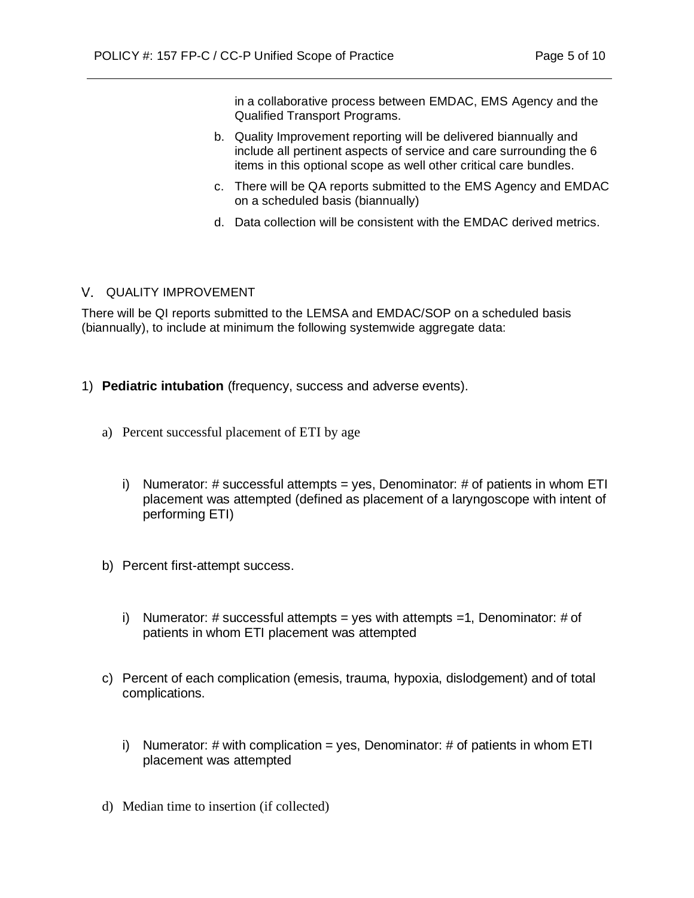in a collaborative process between EMDAC, EMS Agency and the Qualified Transport Programs.

b. Quality Improvement reporting will be delivered biannually and include all pertinent aspects of service and care surrounding the 6 items in this optional scope as well other critical care bundles.

c. There will be QA reports submitted to the EMS Agency and EMDAC on a scheduled basis (biannually)

d. Data collection will be consistent with the EMDAC derived metrics.

## V. QUALITY IMPROVEMENT

There will be QI reports submitted to the LEMSA and EMDAC/SOP on a scheduled basis (biannually), to include at minimum the following systemwide aggregate data:

1) **Pediatric intubation** (frequency, success and adverse events).

   a) Percent successful placement of ETI by age

      i) Numerator: # successful attempts = yes, Denominator: # of patients in whom ETI placement was attempted (defined as placement of a laryngoscope with intent of performing ETI)

   b) Percent first-attempt success.

      i) Numerator: # successful attempts = yes with attempts =1, Denominator: # of patients in whom ETI placement was attempted

   c) Percent of each complication (emesis, trauma, hypoxia, dislodgement) and of total complications.

      i) Numerator: # with complication = yes, Denominator: # of patients in whom ETI placement was attempted

   d) Median time to insertion (if collected)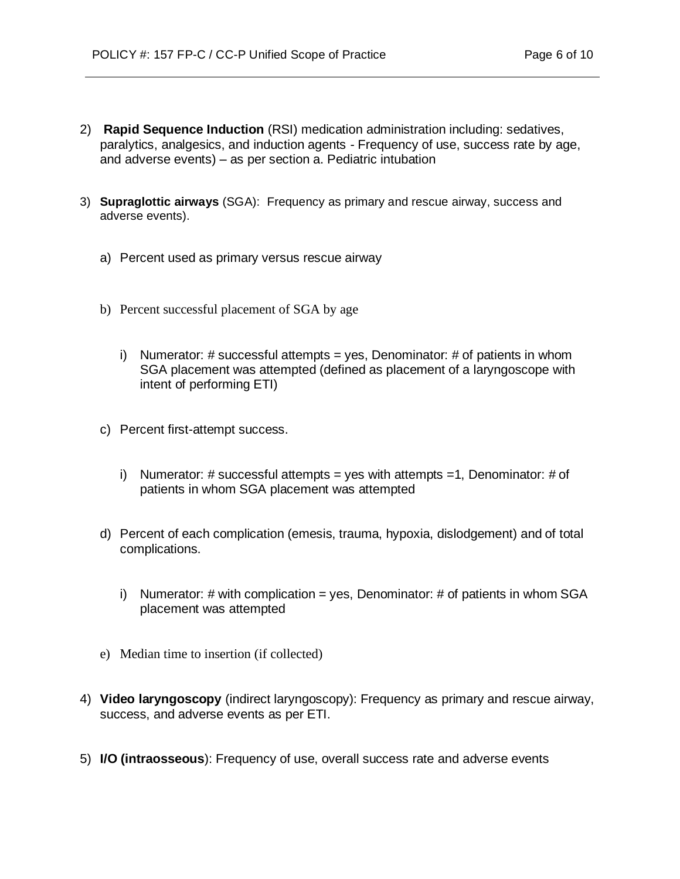2) **Rapid Sequence Induction** (RSI) medication administration including: sedatives, paralytics, analgesics, and induction agents - Frequency of use, success rate by age, and adverse events) – as per section a. Pediatric intubation

3) **Supraglottic airways** (SGA): Frequency as primary and rescue airway, success and adverse events).

   a) Percent used as primary versus rescue airway

   b) Percent successful placement of SGA by age

      i) Numerator: # successful attempts = yes, Denominator: # of patients in whom SGA placement was attempted (defined as placement of a laryngoscope with intent of performing ETI)

   c) Percent first-attempt success.

      i) Numerator: # successful attempts = yes with attempts =1, Denominator: # of patients in whom SGA placement was attempted

   d) Percent of each complication (emesis, trauma, hypoxia, dislodgement) and of total complications.

      i) Numerator: # with complication = yes, Denominator: # of patients in whom SGA placement was attempted

   e) Median time to insertion (if collected)

4) **Video laryngoscopy** (indirect laryngoscopy): Frequency as primary and rescue airway, success, and adverse events as per ETI.

5) **I/O (intraosseous**): Frequency of use, overall success rate and adverse events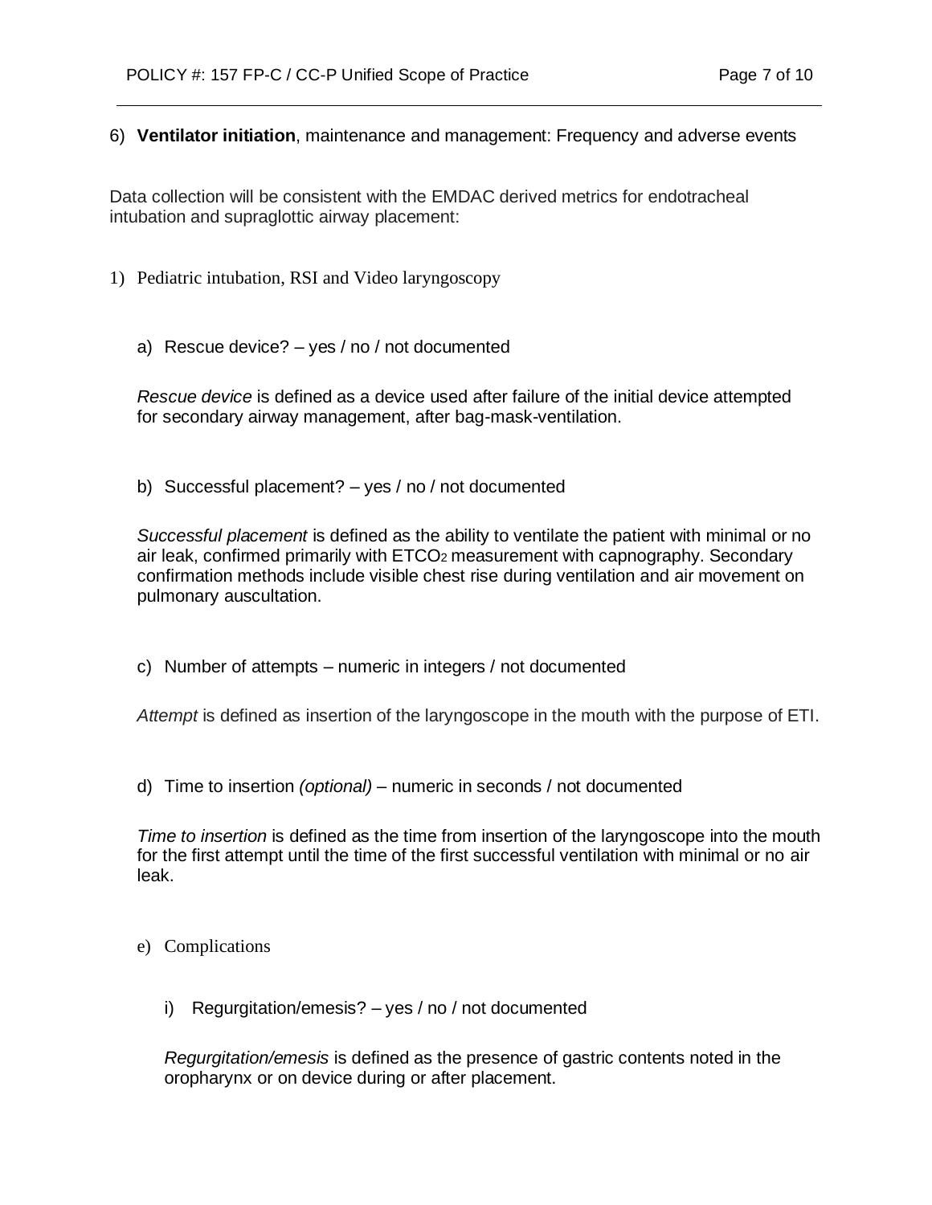6) **Ventilator initiation**, maintenance and management: Frequency and adverse events

Data collection will be consistent with the EMDAC derived metrics for endotracheal intubation and supraglottic airway placement:

1) Pediatric intubation, RSI and Video laryngoscopy

   a) Rescue device? – yes / no / not documented

   *Rescue device* is defined as a device used after failure of the initial device attempted for secondary airway management, after bag-mask-ventilation.

   b) Successful placement? – yes / no / not documented

   *Successful placement* is defined as the ability to ventilate the patient with minimal or no air leak, confirmed primarily with $ETCO_2$ measurement with capnography. Secondary confirmation methods include visible chest rise during ventilation and air movement on pulmonary auscultation.

   c) Number of attempts – numeric in integers / not documented

   *Attempt* is defined as insertion of the laryngoscope in the mouth with the purpose of ETI.

   d) Time to insertion *(optional)* – numeric in seconds / not documented

   *Time to insertion* is defined as the time from insertion of the laryngoscope into the mouth for the first attempt until the time of the first successful ventilation with minimal or no air leak.

   e) Complications

      i) Regurgitation/emesis? – yes / no / not documented

      *Regurgitation/emesis* is defined as the presence of gastric contents noted in the oropharynx or on device during or after placement.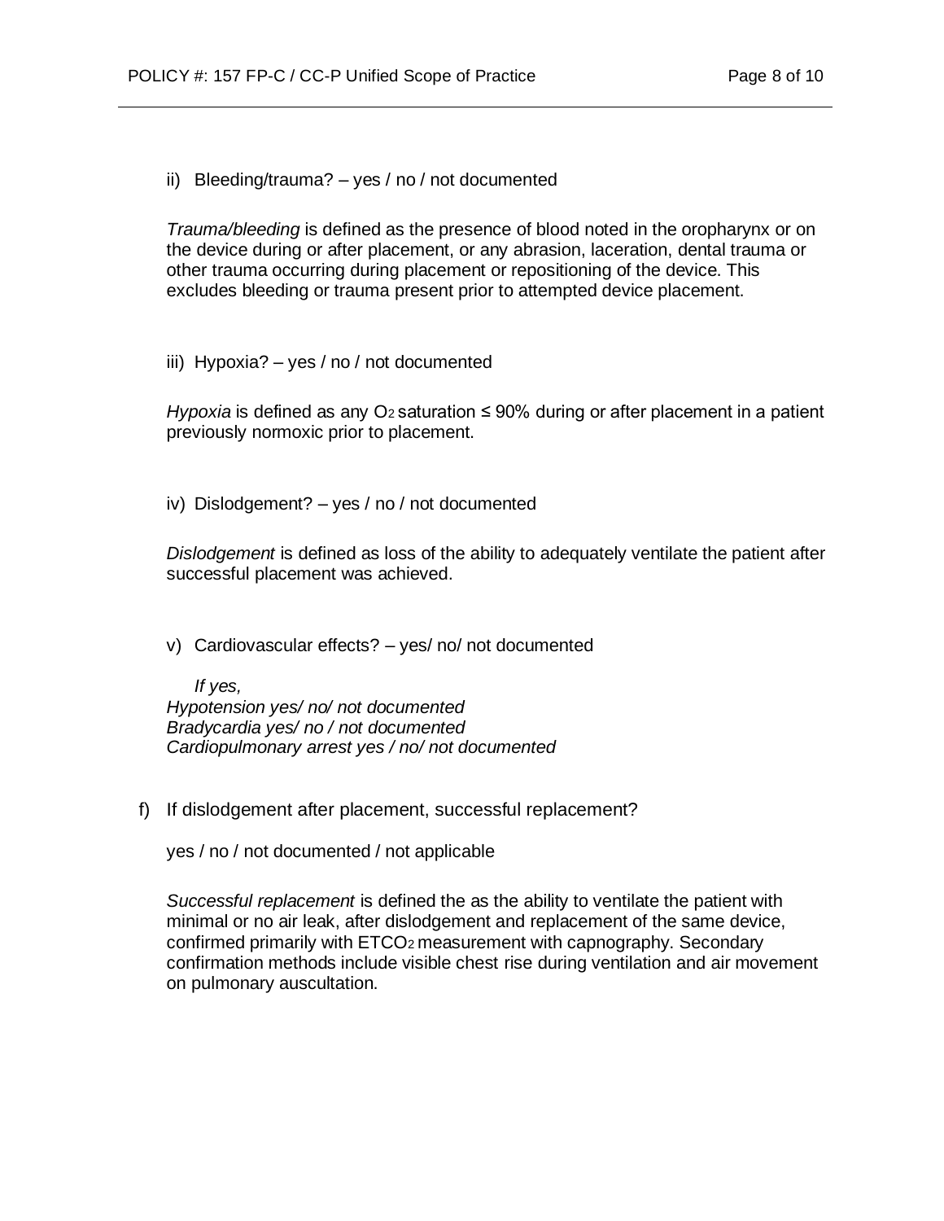ii) Bleeding/trauma? – yes / no / not documented

*Trauma/bleeding* is defined as the presence of blood noted in the oropharynx or on the device during or after placement, or any abrasion, laceration, dental trauma or other trauma occurring during placement or repositioning of the device. This excludes bleeding or trauma present prior to attempted device placement.

iii) Hypoxia? – yes / no / not documented

*Hypoxia* is defined as any $O_2$ saturation ≤ 90% during or after placement in a patient previously normoxic prior to placement.

iv) Dislodgement? – yes / no / not documented

*Dislodgement* is defined as loss of the ability to adequately ventilate the patient after successful placement was achieved.

v) Cardiovascular effects? – yes/ no/ not documented

*If yes,*
*Hypotension yes/ no/ not documented*
*Bradycardia yes/ no / not documented*
*Cardiopulmonary arrest yes / no/ not documented*

f) If dislodgement after placement, successful replacement?

yes / no / not documented / not applicable

*Successful replacement* is defined the as the ability to ventilate the patient with minimal or no air leak, after dislodgement and replacement of the same device, confirmed primarily with $ETCO_2$ measurement with capnography. Secondary confirmation methods include visible chest rise during ventilation and air movement on pulmonary auscultation.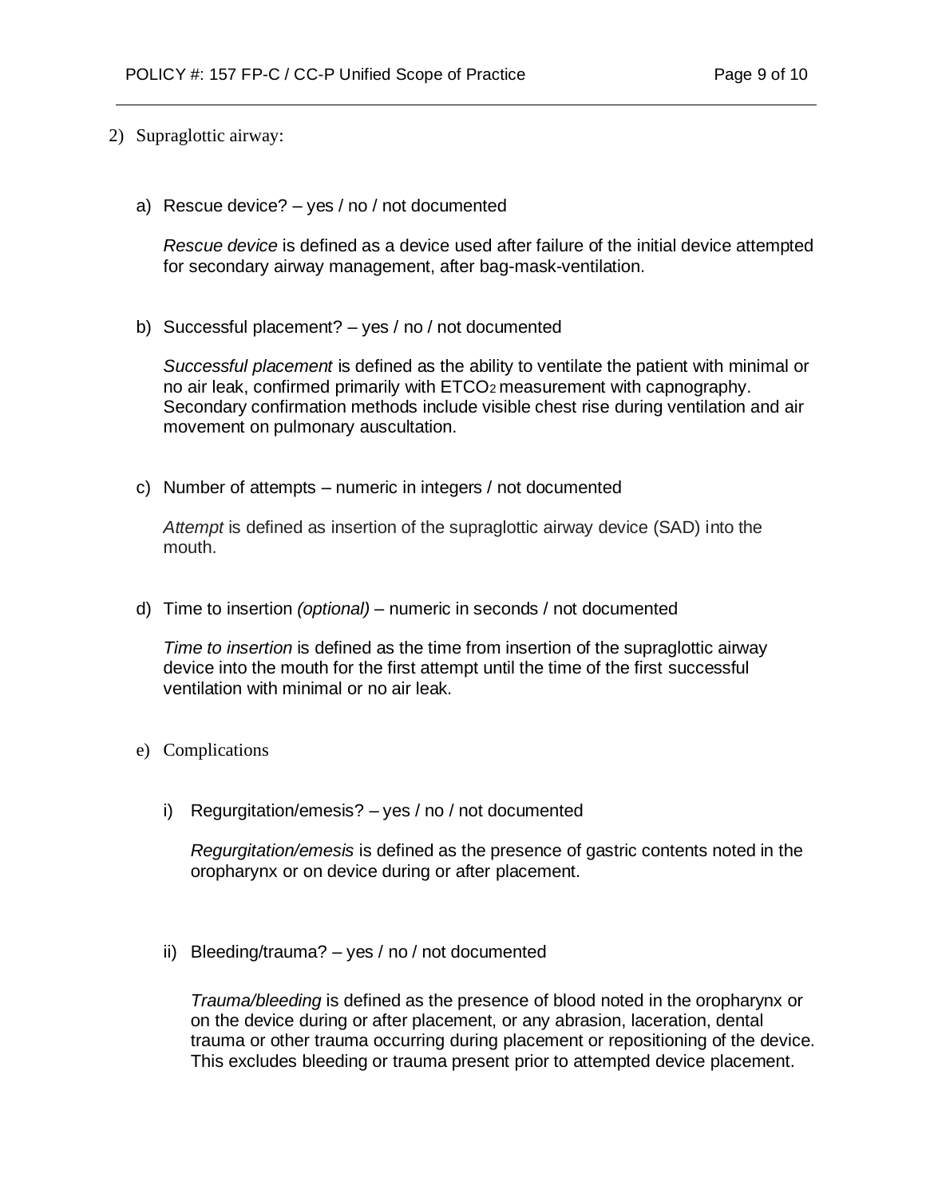2) Supraglottic airway:

a) Rescue device? – yes / no / not documented

*Rescue device* is defined as a device used after failure of the initial device attempted for secondary airway management, after bag-mask-ventilation.

b) Successful placement? – yes / no / not documented

*Successful placement* is defined as the ability to ventilate the patient with minimal or no air leak, confirmed primarily with $ETCO_2$ measurement with capnography. Secondary confirmation methods include visible chest rise during ventilation and air movement on pulmonary auscultation.

c) Number of attempts – numeric in integers / not documented

*Attempt* is defined as insertion of the supraglottic airway device (SAD) into the mouth.

d) Time to insertion *(optional)* – numeric in seconds / not documented

*Time to insertion* is defined as the time from insertion of the supraglottic airway device into the mouth for the first attempt until the time of the first successful ventilation with minimal or no air leak.

e) Complications

i) Regurgitation/emesis? – yes / no / not documented

*Regurgitation/emesis* is defined as the presence of gastric contents noted in the oropharynx or on device during or after placement.

ii) Bleeding/trauma? – yes / no / not documented

*Trauma/bleeding* is defined as the presence of blood noted in the oropharynx or on the device during or after placement, or any abrasion, laceration, dental trauma or other trauma occurring during placement or repositioning of the device. This excludes bleeding or trauma present prior to attempted device placement.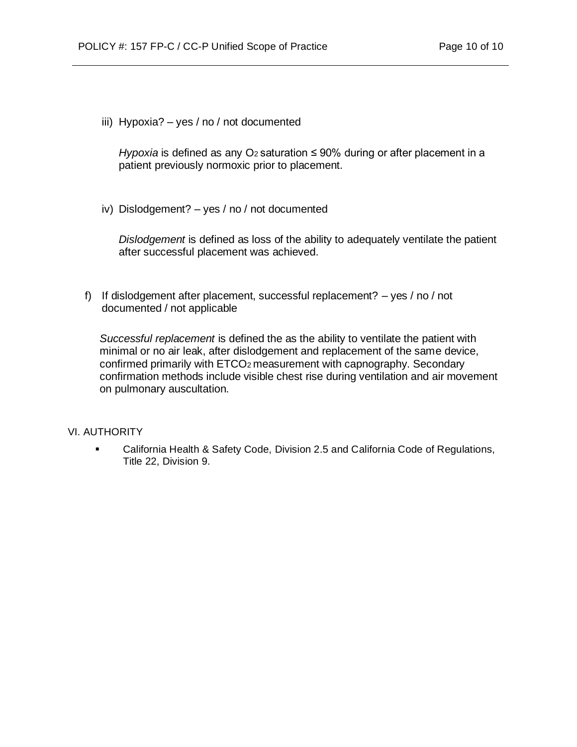iii) Hypoxia? – yes / no / not documented

*Hypoxia* is defined as any $O_2$ saturation ≤ 90% during or after placement in a patient previously normoxic prior to placement.

iv) Dislodgement? – yes / no / not documented

*Dislodgement* is defined as loss of the ability to adequately ventilate the patient after successful placement was achieved.

f) If dislodgement after placement, successful replacement? – yes / no / not documented / not applicable

*Successful replacement* is defined the as the ability to ventilate the patient with minimal or no air leak, after dislodgement and replacement of the same device, confirmed primarily with $ETCO_2$ measurement with capnography. Secondary confirmation methods include visible chest rise during ventilation and air movement on pulmonary auscultation.

## VI. AUTHORITY

- California Health & Safety Code, Division 2.5 and California Code of Regulations, Title 22, Division 9.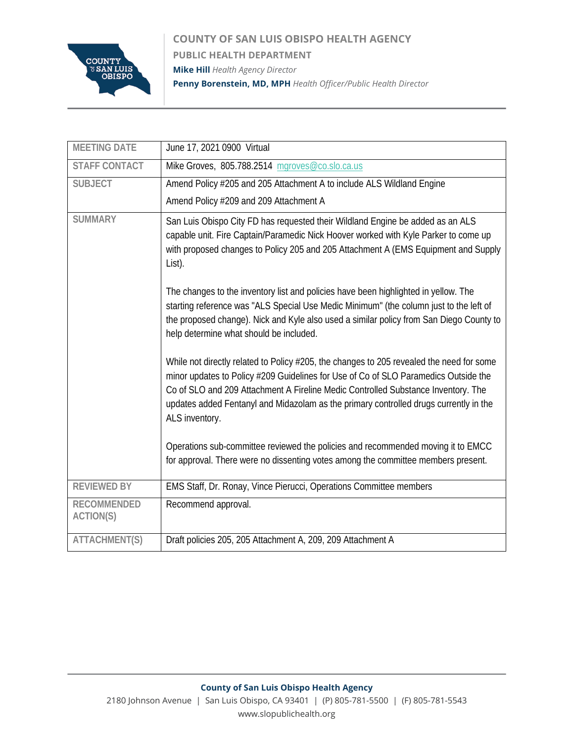# COUNTY OF SAN LUIS OBISPO HEALTH AGENCY

## PUBLIC HEALTH DEPARTMENT

**Mike Hill** *Health Agency Director*

**Penny Borenstein, MD, MPH** *Health Officer/Public Health Director*

| | |
|---|---|
| MEETING DATE | June 17, 2021 0900 Virtual |
| STAFF CONTACT | Mike Groves, 805.788.2514 mgroves@co.slo.ca.us |
| SUBJECT | Amend Policy #205 and 205 Attachment A to include ALS Wildland Engine<br><br>Amend Policy #209 and 209 Attachment A |
| SUMMARY | San Luis Obispo City FD has requested their Wildland Engine be added as an ALS capable unit. Fire Captain/Paramedic Nick Hoover worked with Kyle Parker to come up with proposed changes to Policy 205 and 205 Attachment A (EMS Equipment and Supply List).<br><br>The changes to the inventory list and policies have been highlighted in yellow. The starting reference was "ALS Special Use Medic Minimum" (the column just to the left of the proposed change). Nick and Kyle also used a similar policy from San Diego County to help determine what should be included.<br><br>While not directly related to Policy #205, the changes to 205 revealed the need for some minor updates to Policy #209 Guidelines for Use of Co of SLO Paramedics Outside the Co of SLO and 209 Attachment A Fireline Medic Controlled Substance Inventory. The updates added Fentanyl and Midazolam as the primary controlled drugs currently in the ALS inventory.<br><br>Operations sub-committee reviewed the policies and recommended moving it to EMCC for approval. There were no dissenting votes among the committee members present. |
| REVIEWED BY | EMS Staff, Dr. Ronay, Vince Pierucci, Operations Committee members |
| RECOMMENDED ACTION(S) | Recommend approval. |
| ATTACHMENT(S) | Draft policies 205, 205 Attachment A, 209, 209 Attachment A |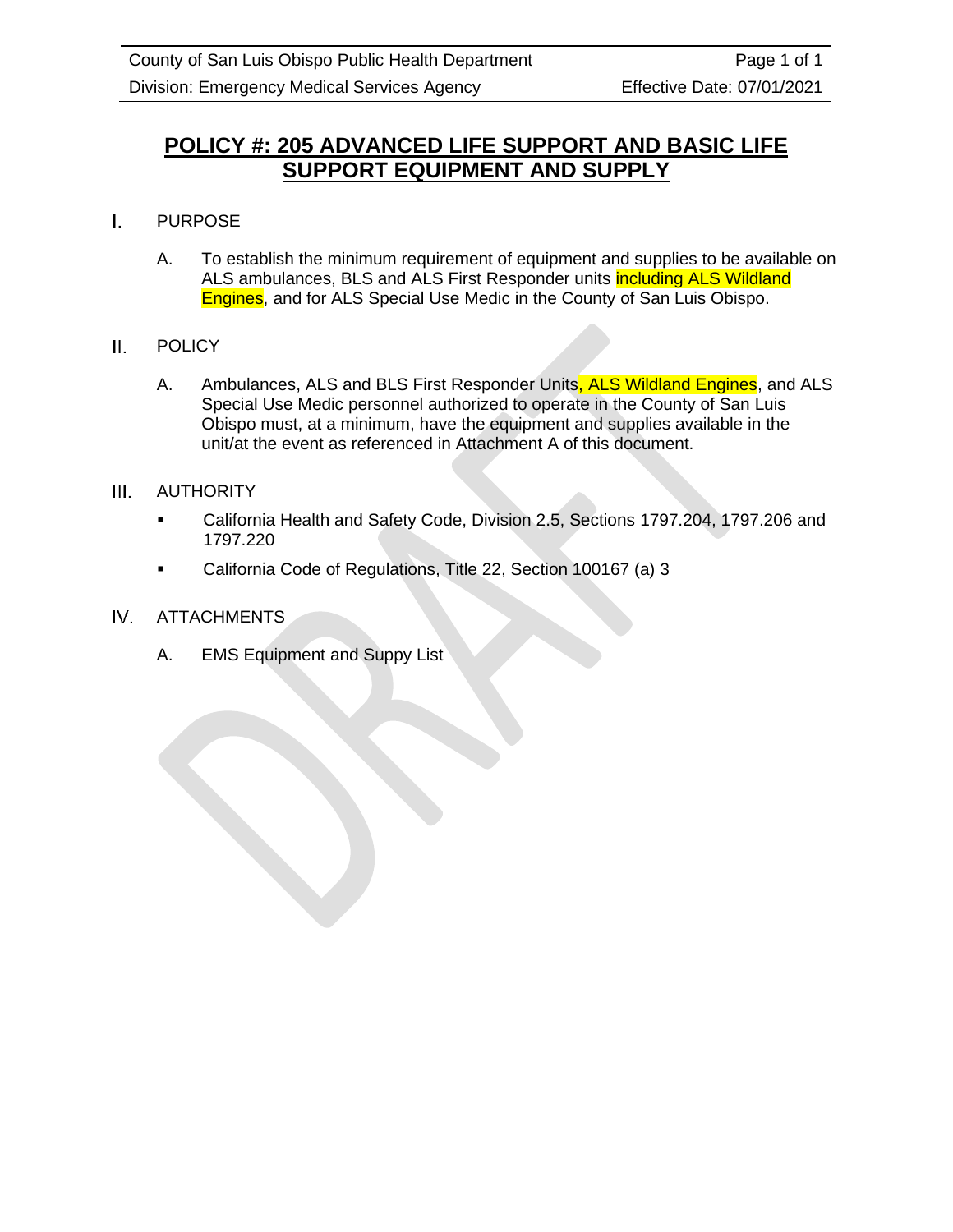# POLICY #: 205 ADVANCED LIFE SUPPORT AND BASIC LIFE SUPPORT EQUIPMENT AND SUPPLY

## I. PURPOSE

A. To establish the minimum requirement of equipment and supplies to be available on ALS ambulances, BLS and ALS First Responder units including ALS Wildland Engines, and for ALS Special Use Medic in the County of San Luis Obispo.

## II. POLICY

A. Ambulances, ALS and BLS First Responder Units, ALS Wildland Engines, and ALS Special Use Medic personnel authorized to operate in the County of San Luis Obispo must, at a minimum, have the equipment and supplies available in the unit/at the event as referenced in Attachment A of this document.

## III. AUTHORITY

- California Health and Safety Code, Division 2.5, Sections 1797.204, 1797.206 and 1797.220
- California Code of Regulations, Title 22, Section 100167 (a) 3

## IV. ATTACHMENTS

A. EMS Equipment and Suppy List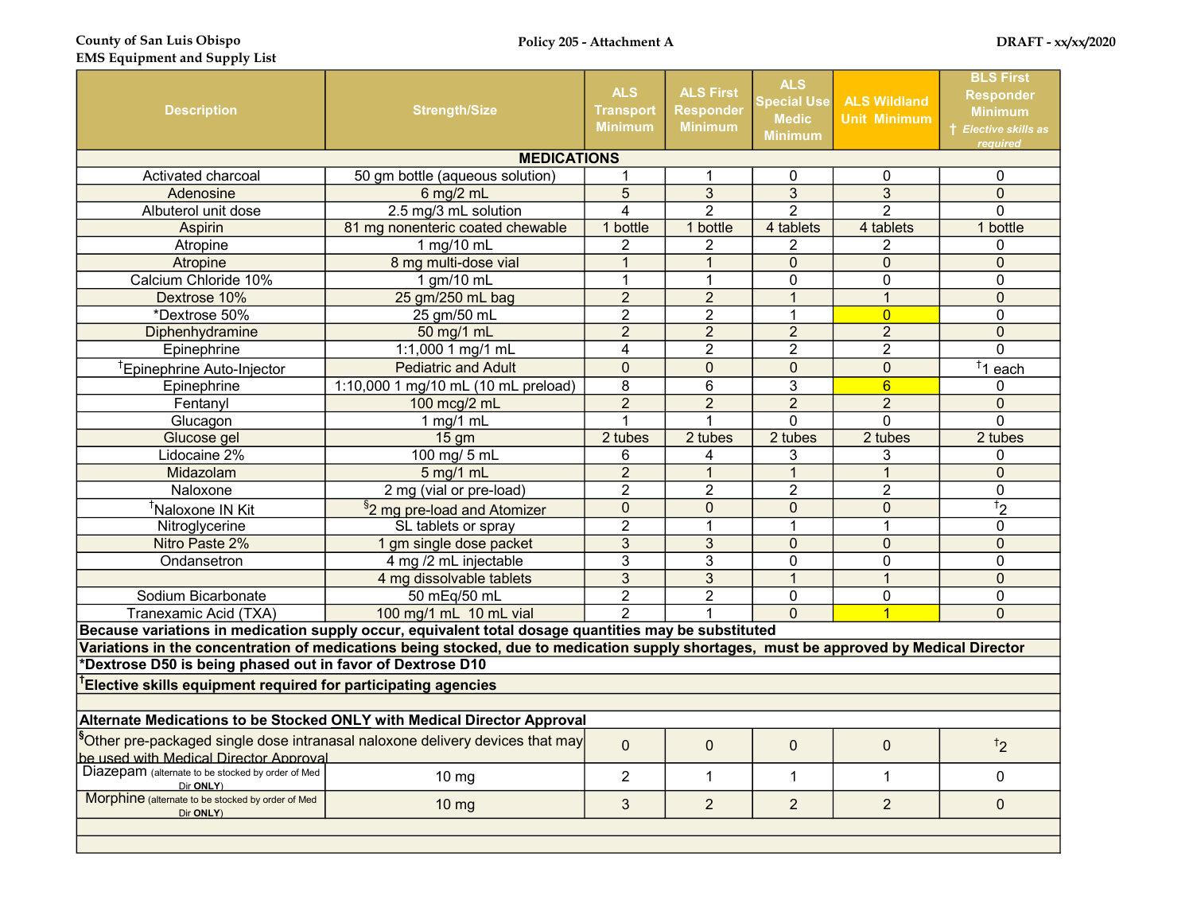County of San Luis Obispo
EMS Equipment and Supply List

Policy 205 - Attachment A

DRAFT - xx/xx/2020

| Description | Strength/Size | ALS Transport Minimum | ALS First Responder Minimum | ALS Special Use Medic Minimum | ALS Wildland Unit Minimum | BLS First Responder Minimum † *Elective skills as required* |
|---|---|---|---|---|---|---|
| **MEDICATIONS** | | | | | | |
| Activated charcoal | 50 gm bottle (aqueous solution) | 1 | 1 | 0 | 0 | 0 |
| Adenosine | 6 mg/2 mL | 5 | 3 | 3 | 3 | 0 |
| Albuterol unit dose | 2.5 mg/3 mL solution | 4 | 2 | 2 | 2 | 0 |
| Aspirin | 81 mg nonenteric coated chewable | 1 bottle | 1 bottle | 4 tablets | 4 tablets | 1 bottle |
| Atropine | 1 mg/10 mL | 2 | 2 | 2 | 2 | 0 |
| Atropine | 8 mg multi-dose vial | 1 | 1 | 0 | 0 | 0 |
| Calcium Chloride 10% | 1 gm/10 mL | 1 | 1 | 0 | 0 | 0 |
| Dextrose 10% | 25 gm/250 mL bag | 2 | 2 | 1 | 1 | 0 |
| *Dextrose 50% | 25 gm/50 mL | 2 | 2 | 1 | 0 | 0 |
| Diphenhydramine | 50 mg/1 mL | 2 | 2 | 2 | 2 | 0 |
| Epinephrine | 1:1,000 1 mg/1 mL | 4 | 2 | 2 | 2 | 0 |
| †Epinephrine Auto-Injector | Pediatric and Adult | 0 | 0 | 0 | 0 | †1 each |
| Epinephrine | 1:10,000 1 mg/10 mL (10 mL preload) | 8 | 6 | 3 | 6 | 0 |
| Fentanyl | 100 mcg/2 mL | 2 | 2 | 2 | 2 | 0 |
| Glucagon | 1 mg/1 mL | 1 | 1 | 0 | 0 | 0 |
| Glucose gel | 15 gm | 2 tubes | 2 tubes | 2 tubes | 2 tubes | 2 tubes |
| Lidocaine 2% | 100 mg/ 5 mL | 6 | 4 | 3 | 3 | 0 |
| Midazolam | 5 mg/1 mL | 2 | 1 | 1 | 1 | 0 |
| Naloxone | 2 mg (vial or pre-load) | 2 | 2 | 2 | 2 | 0 |
| †Naloxone IN Kit | §2 mg pre-load and Atomizer | 0 | 0 | 0 | 0 | †2 |
| Nitroglycerine | SL tablets or spray | 2 | 1 | 1 | 1 | 0 |
| Nitro Paste 2% | 1 gm single dose packet | 3 | 3 | 0 | 0 | 0 |
| Ondansetron | 4 mg /2 mL injectable | 3 | 3 | 0 | 0 | 0 |
| | 4 mg dissolvable tablets | 3 | 3 | 1 | 1 | 0 |
| Sodium Bicarbonate | 50 mEq/50 mL | 2 | 2 | 0 | 0 | 0 |
| Tranexamic Acid (TXA) | 100 mg/1 mL 10 mL vial | 2 | 1 | 0 | 1 | 0 |
| **Because variations in medication supply occur, equivalent total dosage quantities may be substituted** | | | | | | |
| **Variations in the concentration of medications being stocked, due to medication supply shortages, must be approved by Medical Director** | | | | | | |
| **\*Dextrose D50 is being phased out in favor of Dextrose D10** | | | | | | |
| **†Elective skills equipment required for participating agencies** | | | | | | |
| | | | | | | |
| **Alternate Medications to be Stocked ONLY with Medical Director Approval** | | | | | | |
| §Other pre-packaged single dose intranasal naloxone delivery devices that may be used with Medical Director Approval | | 0 | 0 | 0 | 0 | †2 |
| Diazepam (alternate to be stocked by order of Med Dir **ONLY**) | 10 mg | 2 | 1 | 1 | 1 | 0 |
| Morphine (alternate to be stocked by order of Med Dir **ONLY**) | 10 mg | 3 | 2 | 2 | 2 | 0 |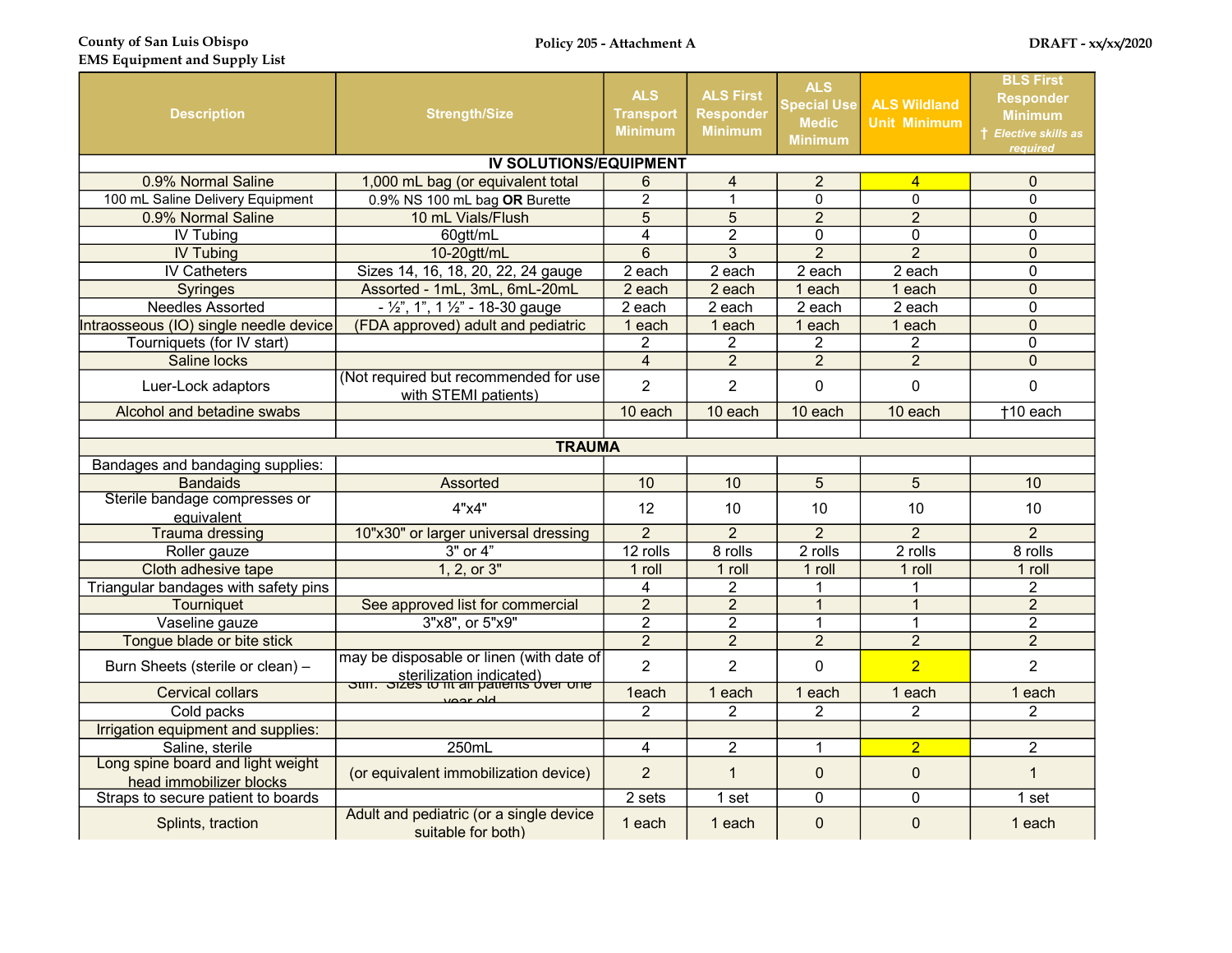County of San Luis Obispo
EMS Equipment and Supply List

Policy 205 - Attachment A

DRAFT - xx/xx/2020

| Description | Strength/Size | ALS Transport Minimum | ALS First Responder Minimum | ALS Special Use Medic Minimum | ALS Wildland Unit Minimum | BLS First Responder Minimum † *Elective skills as required* |
|---|---|---|---|---|---|---|
| **IV SOLUTIONS/EQUIPMENT** | | | | | | |
| 0.9% Normal Saline | 1,000 mL bag (or equivalent total | 6 | 4 | 2 | 4 | 0 |
| 100 mL Saline Delivery Equipment | 0.9% NS 100 mL bag **OR** Burette | 2 | 1 | 0 | 0 | 0 |
| 0.9% Normal Saline | 10 mL Vials/Flush | 5 | 5 | 2 | 2 | 0 |
| IV Tubing | 60gtt/mL | 4 | 2 | 0 | 0 | 0 |
| IV Tubing | 10-20gtt/mL | 6 | 3 | 2 | 2 | 0 |
| IV Catheters | Sizes 14, 16, 18, 20, 22, 24 gauge | 2 each | 2 each | 2 each | 2 each | 0 |
| Syringes | Assorted - 1mL, 3mL, 6mL-20mL | 2 each | 2 each | 1 each | 1 each | 0 |
| Needles Assorted | - ½", 1", 1 ½" - 18-30 gauge | 2 each | 2 each | 2 each | 2 each | 0 |
| Intraosseous (IO) single needle device | (FDA approved) adult and pediatric | 1 each | 1 each | 1 each | 1 each | 0 |
| Tourniquets (for IV start) | | 2 | 2 | 2 | 2 | 0 |
| Saline locks | | 4 | 2 | 2 | 2 | 0 |
| Luer-Lock adaptors | (Not required but recommended for use with STEMI patients) | 2 | 2 | 0 | 0 | 0 |
| Alcohol and betadine swabs | | 10 each | 10 each | 10 each | 10 each | †10 each |
| | | | | | | |
| **TRAUMA** | | | | | | |
| Bandages and bandaging supplies: | | | | | | |
| Bandaids | Assorted | 10 | 10 | 5 | 5 | 10 |
| Sterile bandage compresses or equivalent | 4"x4" | 12 | 10 | 10 | 10 | 10 |
| Trauma dressing | 10"x30" or larger universal dressing | 2 | 2 | 2 | 2 | 2 |
| Roller gauze | 3" or 4" | 12 rolls | 8 rolls | 2 rolls | 2 rolls | 8 rolls |
| Cloth adhesive tape | 1, 2, or 3" | 1 roll | 1 roll | 1 roll | 1 roll | 1 roll |
| Triangular bandages with safety pins | | 4 | 2 | 1 | 1 | 2 |
| Tourniquet | See approved list for commercial | 2 | 2 | 1 | 1 | 2 |
| Vaseline gauze | 3"x8", or 5"x9" | 2 | 2 | 1 | 1 | 2 |
| Tongue blade or bite stick | | 2 | 2 | 2 | 2 | 2 |
| Burn Sheets (sterile or clean) – | may be disposable or linen (with date of sterilization indicated) | 2 | 2 | 0 | 2 | 2 |
| Cervical collars | Stiff. Sizes to fit all patients over one year old | 1each | 1 each | 1 each | 1 each | 1 each |
| Cold packs | | 2 | 2 | 2 | 2 | 2 |
| Irrigation equipment and supplies: | | | | | | |
| Saline, sterile | 250mL | 4 | 2 | 1 | 2 | 2 |
| Long spine board and light weight head immobilizer blocks | (or equivalent immobilization device) | 2 | 1 | 0 | 0 | 1 |
| Straps to secure patient to boards | | 2 sets | 1 set | 0 | 0 | 1 set |
| Splints, traction | Adult and pediatric (or a single device suitable for both) | 1 each | 1 each | 0 | 0 | 1 each |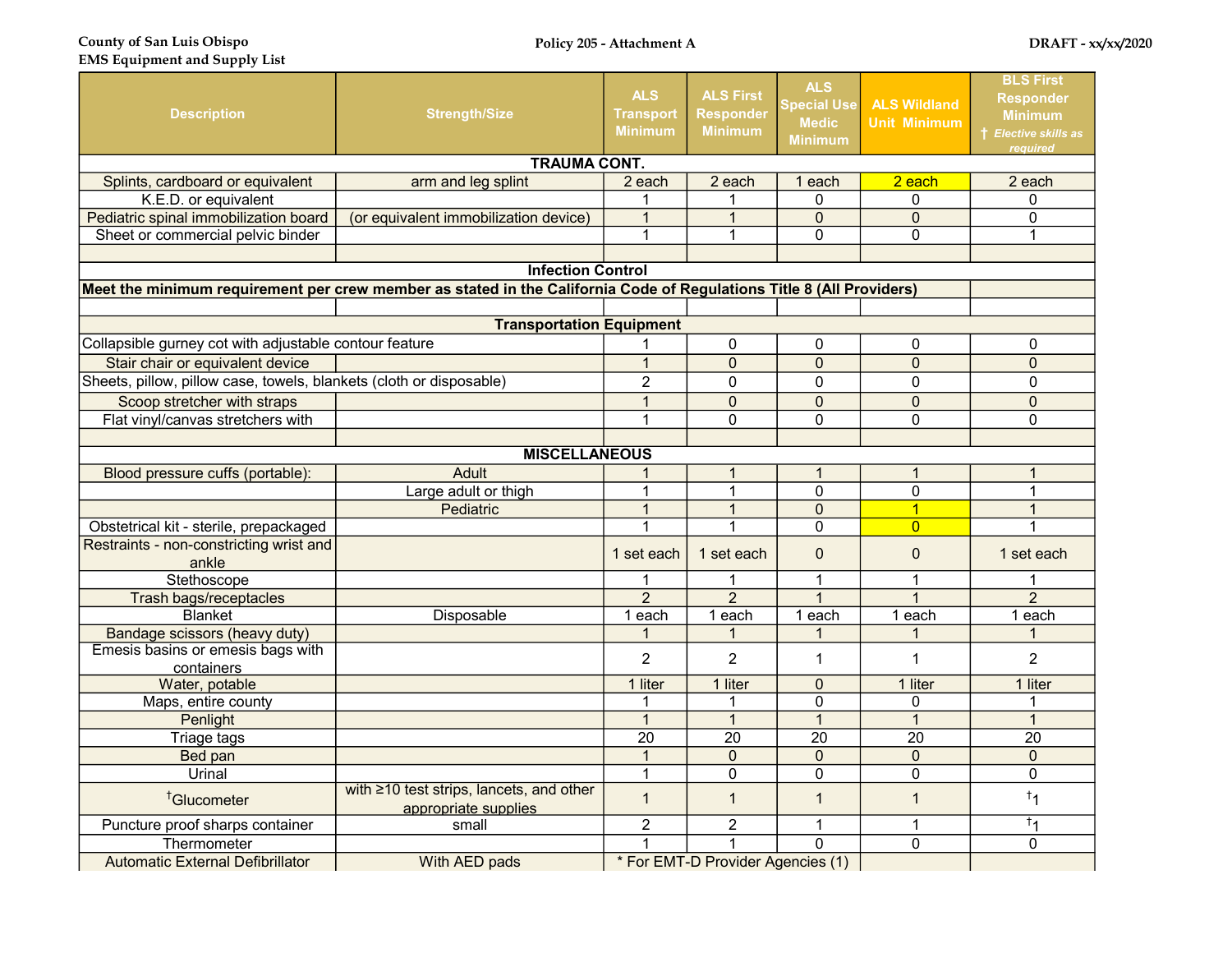County of San Luis Obispo
EMS Equipment and Supply List

Policy 205 - Attachment A

DRAFT - xx/xx/2020

| Description | Strength/Size | ALS Transport Minimum | ALS First Responder Minimum | ALS Special Use Medic Minimum | ALS Wildland Unit Minimum | BLS First Responder Minimum † *Elective skills as required* |
|---|---|---|---|---|---|---|
| **TRAUMA CONT.** | | | | | | |
| Splints, cardboard or equivalent | arm and leg splint | 2 each | 2 each | 1 each | 2 each | 2 each |
| K.E.D. or equivalent | | 1 | 1 | 0 | 0 | 0 |
| Pediatric spinal immobilization board | (or equivalent immobilization device) | 1 | 1 | 0 | 0 | 0 |
| Sheet or commercial pelvic binder | | 1 | 1 | 0 | 0 | 1 |
| | | | | | | |
| **Infection Control** | | | | | | |
| **Meet the minimum requirement per crew member as stated in the California Code of Regulations Title 8 (All Providers)** | | | | | | |
| | | | | | | |
| **Transportation Equipment** | | | | | | |
| Collapsible gurney cot with adjustable contour feature | | 1 | 0 | 0 | 0 | 0 |
| Stair chair or equivalent device | | 1 | 0 | 0 | 0 | 0 |
| Sheets, pillow, pillow case, towels, blankets (cloth or disposable) | | 2 | 0 | 0 | 0 | 0 |
| Scoop stretcher with straps | | 1 | 0 | 0 | 0 | 0 |
| Flat vinyl/canvas stretchers with | | 1 | 0 | 0 | 0 | 0 |
| | | | | | | |
| **MISCELLANEOUS** | | | | | | |
| Blood pressure cuffs (portable): | Adult | 1 | 1 | 1 | 1 | 1 |
| | Large adult or thigh | 1 | 1 | 0 | 0 | 1 |
| | Pediatric | 1 | 1 | 0 | 1 | 1 |
| Obstetrical kit - sterile, prepackaged | | 1 | 1 | 0 | 0 | 1 |
| Restraints - non-constricting wrist and ankle | | 1 set each | 1 set each | 0 | 0 | 1 set each |
| Stethoscope | | 1 | 1 | 1 | 1 | 1 |
| Trash bags/receptacles | | 2 | 2 | 1 | 1 | 2 |
| Blanket | Disposable | 1 each | 1 each | 1 each | 1 each | 1 each |
| Bandage scissors (heavy duty) | | 1 | 1 | 1 | 1 | 1 |
| Emesis basins or emesis bags with containers | | 2 | 2 | 1 | 1 | 2 |
| Water, potable | | 1 liter | 1 liter | 0 | 1 liter | 1 liter |
| Maps, entire county | | 1 | 1 | 0 | 0 | 1 |
| Penlight | | 1 | 1 | 1 | 1 | 1 |
| Triage tags | | 20 | 20 | 20 | 20 | 20 |
| Bed pan | | 1 | 0 | 0 | 0 | 0 |
| Urinal | | 1 | 0 | 0 | 0 | 0 |
| †Glucometer | with ≥10 test strips, lancets, and other appropriate supplies | 1 | 1 | 1 | 1 | †1 |
| Puncture proof sharps container | small | 2 | 2 | 1 | 1 | †1 |
| Thermometer | | 1 | 1 | 0 | 0 | 0 |
| Automatic External Defibrillator | With AED pads | * For EMT-D Provider Agencies (1) | | | | |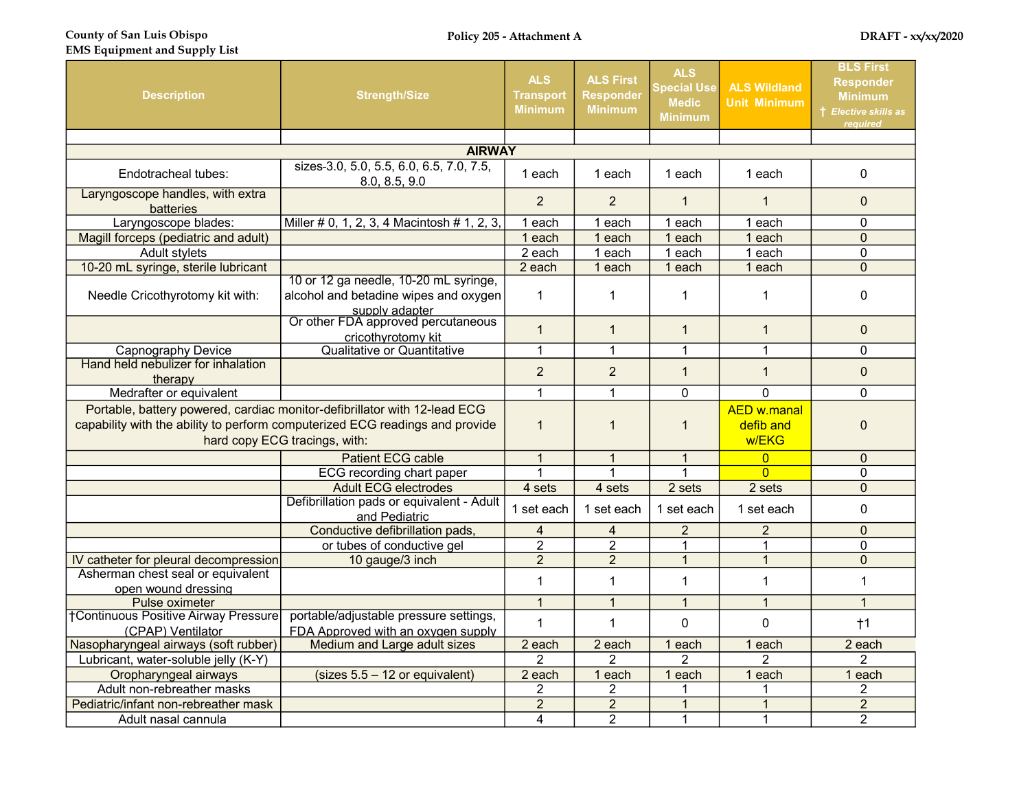County of San Luis Obispo
EMS Equipment and Supply List

Policy 205 - Attachment A

DRAFT - xx/xx/2020

| Description | Strength/Size | ALS Transport Minimum | ALS First Responder Minimum | ALS Special Use Medic Minimum | ALS Wildland Unit Minimum | BLS First Responder Minimum † *Elective skills as required* |
|---|---|---|---|---|---|---|
| | | | | | | |
| **AIRWAY** | | | | | | |
| Endotracheal tubes: | sizes-3.0, 5.0, 5.5, 6.0, 6.5, 7.0, 7.5, 8.0, 8.5, 9.0 | 1 each | 1 each | 1 each | 1 each | 0 |
| Laryngoscope handles, with extra batteries | | 2 | 2 | 1 | 1 | 0 |
| Laryngoscope blades: | Miller # 0, 1, 2, 3, 4 Macintosh # 1, 2, 3, | 1 each | 1 each | 1 each | 1 each | 0 |
| Magill forceps (pediatric and adult) | | 1 each | 1 each | 1 each | 1 each | 0 |
| Adult stylets | | 2 each | 1 each | 1 each | 1 each | 0 |
| 10-20 mL syringe, sterile lubricant | | 2 each | 1 each | 1 each | 1 each | 0 |
| Needle Cricothyrotomy kit with: | 10 or 12 ga needle, 10-20 mL syringe, alcohol and betadine wipes and oxygen supply adapter | 1 | 1 | 1 | 1 | 0 |
| | Or other FDA approved percutaneous cricothyrotomy kit | 1 | 1 | 1 | 1 | 0 |
| Capnography Device | Qualitative or Quantitative | 1 | 1 | 1 | 1 | 0 |
| Hand held nebulizer for inhalation therapy | | 2 | 2 | 1 | 1 | 0 |
| Medrafter or equivalent | | 1 | 1 | 0 | 0 | 0 |
| Portable, battery powered, cardiac monitor-defibrillator with 12-lead ECG capability with the ability to perform computerized ECG readings and provide hard copy ECG tracings, with: | | 1 | 1 | 1 | AED w.manal defib and w/EKG | 0 |
| | Patient ECG cable | 1 | 1 | 1 | 0 | 0 |
| | ECG recording chart paper | 1 | 1 | 1 | 0 | 0 |
| | Adult ECG electrodes | 4 sets | 4 sets | 2 sets | 2 sets | 0 |
| | Defibrillation pads or equivalent - Adult and Pediatric | 1 set each | 1 set each | 1 set each | 1 set each | 0 |
| | Conductive defibrillation pads, | 4 | 4 | 2 | 2 | 0 |
| | or tubes of conductive gel | 2 | 2 | 1 | 1 | 0 |
| IV catheter for pleural decompression | 10 gauge/3 inch | 2 | 2 | 1 | 1 | 0 |
| Asherman chest seal or equivalent open wound dressing | | 1 | 1 | 1 | 1 | 1 |
| Pulse oximeter | | 1 | 1 | 1 | 1 | 1 |
| †Continuous Positive Airway Pressure (CPAP) Ventilator | portable/adjustable pressure settings, FDA Approved with an oxygen supply | 1 | 1 | 0 | 0 | †1 |
| Nasopharyngeal airways (soft rubber) | Medium and Large adult sizes | 2 each | 2 each | 1 each | 1 each | 2 each |
| Lubricant, water-soluble jelly (K-Y) | | 2 | 2 | 2 | 2 | 2 |
| Oropharyngeal airways | (sizes 5.5 – 12 or equivalent) | 2 each | 1 each | 1 each | 1 each | 1 each |
| Adult non-rebreather masks | | 2 | 2 | 1 | 1 | 2 |
| Pediatric/infant non-rebreather mask | | 2 | 2 | 1 | 1 | 2 |
| Adult nasal cannula | | 4 | 2 | 1 | 1 | 2 |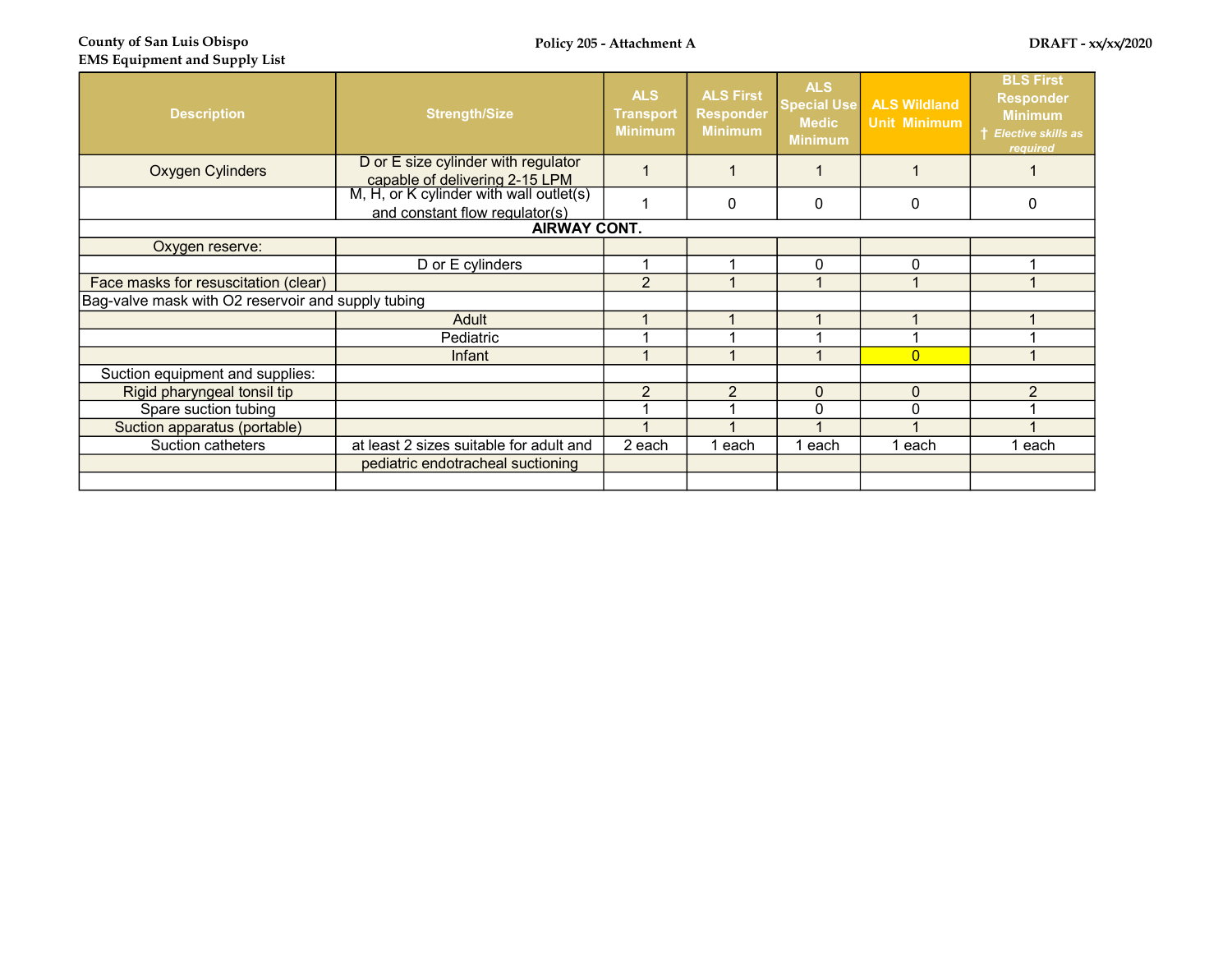County of San Luis Obispo
EMS Equipment and Supply List

Policy 205 - Attachment A

DRAFT - xx/xx/2020

| Description | Strength/Size | ALS Transport Minimum | ALS First Responder Minimum | ALS Special Use Medic Minimum | ALS Wildland Unit Minimum | BLS First Responder Minimum † *Elective skills as required* |
|---|---|---|---|---|---|---|
| Oxygen Cylinders | D or E size cylinder with regulator capable of delivering 2-15 LPM | 1 | 1 | 1 | 1 | 1 |
| | M, H, or K cylinder with wall outlet(s) and constant flow regulator(s) | 1 | 0 | 0 | 0 | 0 |
| **AIRWAY CONT.** | | | | | | |
| Oxygen reserve: | | | | | | |
| | D or E cylinders | 1 | 1 | 0 | 0 | 1 |
| Face masks for resuscitation (clear) | | 2 | 1 | 1 | 1 | 1 |
| Bag-valve mask with O2 reservoir and supply tubing | | | | | | |
| | Adult | 1 | 1 | 1 | 1 | 1 |
| | Pediatric | 1 | 1 | 1 | 1 | 1 |
| | Infant | 1 | 1 | 1 | 0 | 1 |
| Suction equipment and supplies: | | | | | | |
| Rigid pharyngeal tonsil tip | | 2 | 2 | 0 | 0 | 2 |
| Spare suction tubing | | 1 | 1 | 0 | 0 | 1 |
| Suction apparatus (portable) | | 1 | 1 | 1 | 1 | 1 |
| Suction catheters | at least 2 sizes suitable for adult and pediatric endotracheal suctioning | 2 each | 1 each | 1 each | 1 each | 1 each |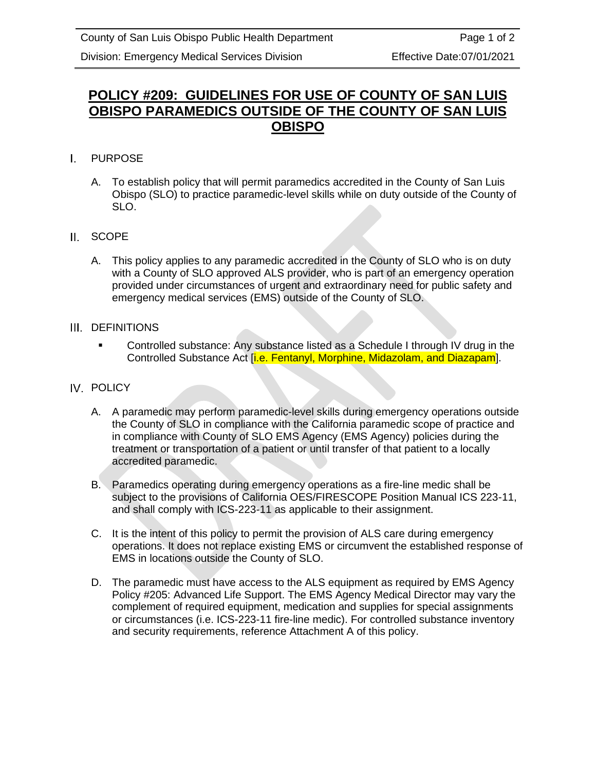# POLICY #209: GUIDELINES FOR USE OF COUNTY OF SAN LUIS OBISPO PARAMEDICS OUTSIDE OF THE COUNTY OF SAN LUIS OBISPO

## I. PURPOSE

A. To establish policy that will permit paramedics accredited in the County of San Luis Obispo (SLO) to practice paramedic-level skills while on duty outside of the County of SLO.

## II. SCOPE

A. This policy applies to any paramedic accredited in the County of SLO who is on duty with a County of SLO approved ALS provider, who is part of an emergency operation provided under circumstances of urgent and extraordinary need for public safety and emergency medical services (EMS) outside of the County of SLO.

## III. DEFINITIONS

- Controlled substance: Any substance listed as a Schedule I through IV drug in the Controlled Substance Act [i.e. Fentanyl, Morphine, Midazolam, and Diazepam].

## IV. POLICY

A. A paramedic may perform paramedic-level skills during emergency operations outside the County of SLO in compliance with the California paramedic scope of practice and in compliance with County of SLO EMS Agency (EMS Agency) policies during the treatment or transportation of a patient or until transfer of that patient to a locally accredited paramedic.

B. Paramedics operating during emergency operations as a fire-line medic shall be subject to the provisions of California OES/FIRESCOPE Position Manual ICS 223-11, and shall comply with ICS-223-11 as applicable to their assignment.

C. It is the intent of this policy to permit the provision of ALS care during emergency operations. It does not replace existing EMS or circumvent the established response of EMS in locations outside the County of SLO.

D. The paramedic must have access to the ALS equipment as required by EMS Agency Policy #205: Advanced Life Support. The EMS Agency Medical Director may vary the complement of required equipment, medication and supplies for special assignments or circumstances (i.e. ICS-223-11 fire-line medic). For controlled substance inventory and security requirements, reference Attachment A of this policy.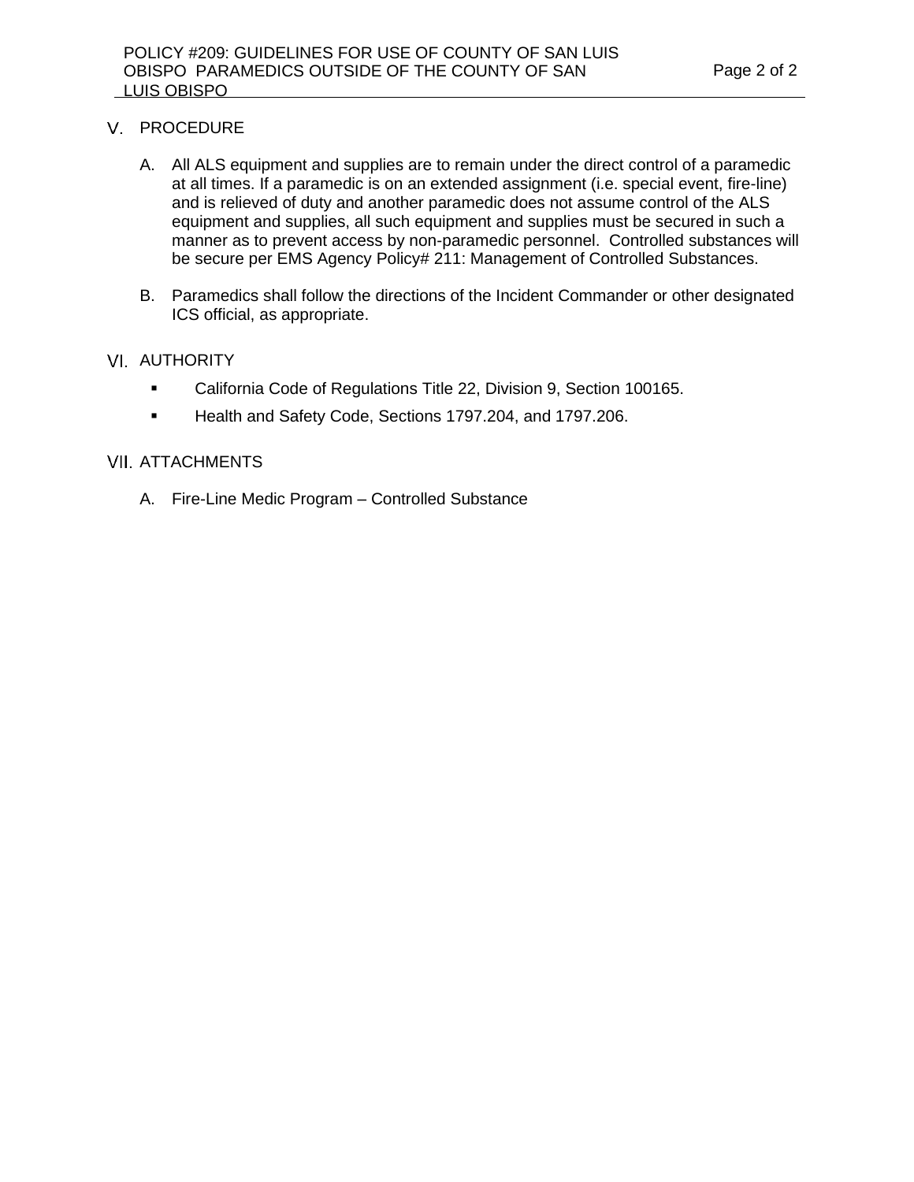## V. PROCEDURE

A. All ALS equipment and supplies are to remain under the direct control of a paramedic at all times. If a paramedic is on an extended assignment (i.e. special event, fire-line) and is relieved of duty and another paramedic does not assume control of the ALS equipment and supplies, all such equipment and supplies must be secured in such a manner as to prevent access by non-paramedic personnel. Controlled substances will be secure per EMS Agency Policy# 211: Management of Controlled Substances.

B. Paramedics shall follow the directions of the Incident Commander or other designated ICS official, as appropriate.

## VI. AUTHORITY

- California Code of Regulations Title 22, Division 9, Section 100165.
- Health and Safety Code, Sections 1797.204, and 1797.206.

## VII. ATTACHMENTS

A. Fire-Line Medic Program – Controlled Substance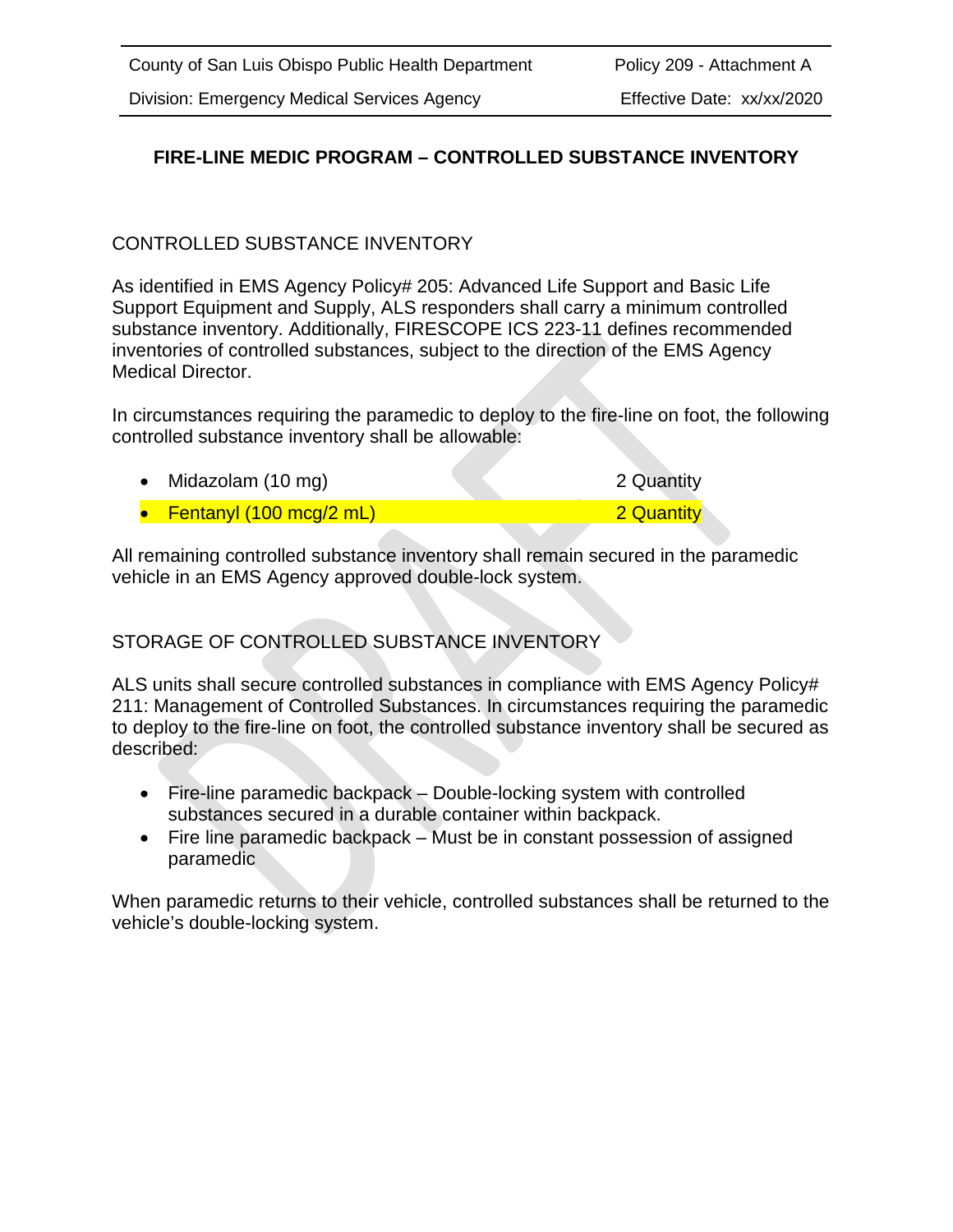# FIRE-LINE MEDIC PROGRAM – CONTROLLED SUBSTANCE INVENTORY

## CONTROLLED SUBSTANCE INVENTORY

As identified in EMS Agency Policy# 205: Advanced Life Support and Basic Life Support Equipment and Supply, ALS responders shall carry a minimum controlled substance inventory. Additionally, FIRESCOPE ICS 223-11 defines recommended inventories of controlled substances, subject to the direction of the EMS Agency Medical Director.

In circumstances requiring the paramedic to deploy to the fire-line on foot, the following controlled substance inventory shall be allowable:

- Midazolam (10 mg) 2 Quantity
- Fentanyl (100 mcg/2 mL) 2 Quantity

All remaining controlled substance inventory shall remain secured in the paramedic vehicle in an EMS Agency approved double-lock system.

## STORAGE OF CONTROLLED SUBSTANCE INVENTORY

ALS units shall secure controlled substances in compliance with EMS Agency Policy# 211: Management of Controlled Substances. In circumstances requiring the paramedic to deploy to the fire-line on foot, the controlled substance inventory shall be secured as described:

- Fire-line paramedic backpack – Double-locking system with controlled substances secured in a durable container within backpack.
- Fire line paramedic backpack – Must be in constant possession of assigned paramedic

When paramedic returns to their vehicle, controlled substances shall be returned to the vehicle's double-locking system.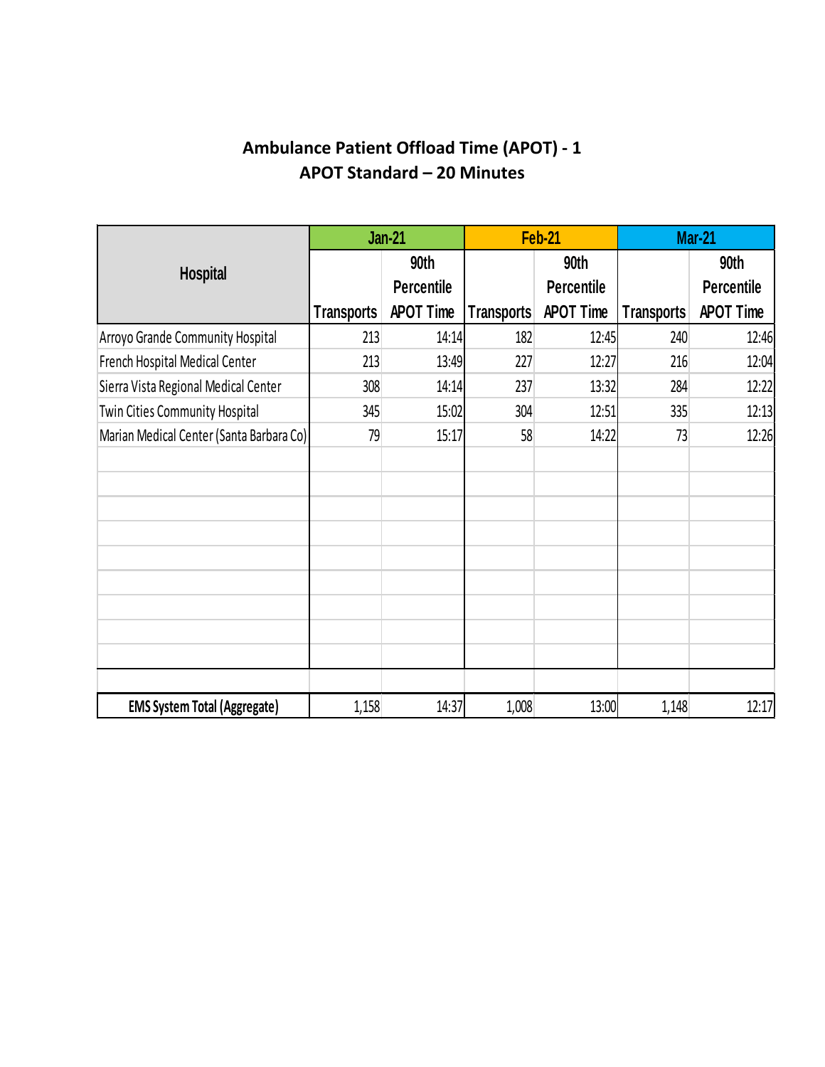**Ambulance Patient Offload Time (APOT) - 1**
**APOT Standard – 20 Minutes**

| Hospital | Jan-21 | | Feb-21 | | Mar-21 | |
|---|---|---|---|---|---|---|
| | Transports | 90th Percentile APOT Time | Transports | 90th Percentile APOT Time | Transports | 90th Percentile APOT Time |
| Arroyo Grande Community Hospital | 213 | 14:14 | 182 | 12:45 | 240 | 12:46 |
| French Hospital Medical Center | 213 | 13:49 | 227 | 12:27 | 216 | 12:04 |
| Sierra Vista Regional Medical Center | 308 | 14:14 | 237 | 13:32 | 284 | 12:22 |
| Twin Cities Community Hospital | 345 | 15:02 | 304 | 12:51 | 335 | 12:13 |
| Marian Medical Center (Santa Barbara Co) | 79 | 15:17 | 58 | 14:22 | 73 | 12:26 |
| **EMS System Total (Aggregate)** | 1,158 | 14:37 | 1,008 | 13:00 | 1,148 | 12:17 |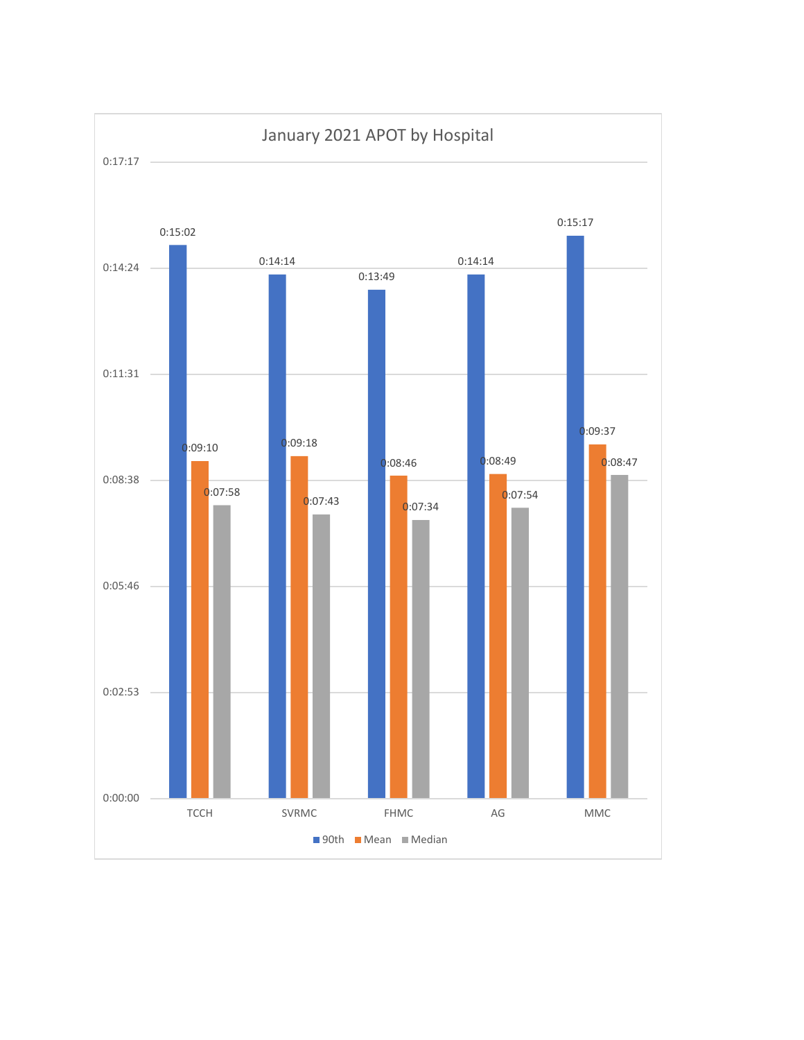## January 2021 APOT by Hospital

| Hospital | 90th | Mean | Median |
|---|---|---|---|
| TCCH | 0:15:02 | 0:09:10 | 0:07:58 |
| SVRMC | 0:14:14 | 0:09:18 | 0:07:43 |
| FHMC | 0:13:49 | 0:08:46 | 0:07:34 |
| AG | 0:14:14 | 0:08:49 | 0:07:54 |
| MMC | 0:15:17 | 0:09:37 | 0:08:47 |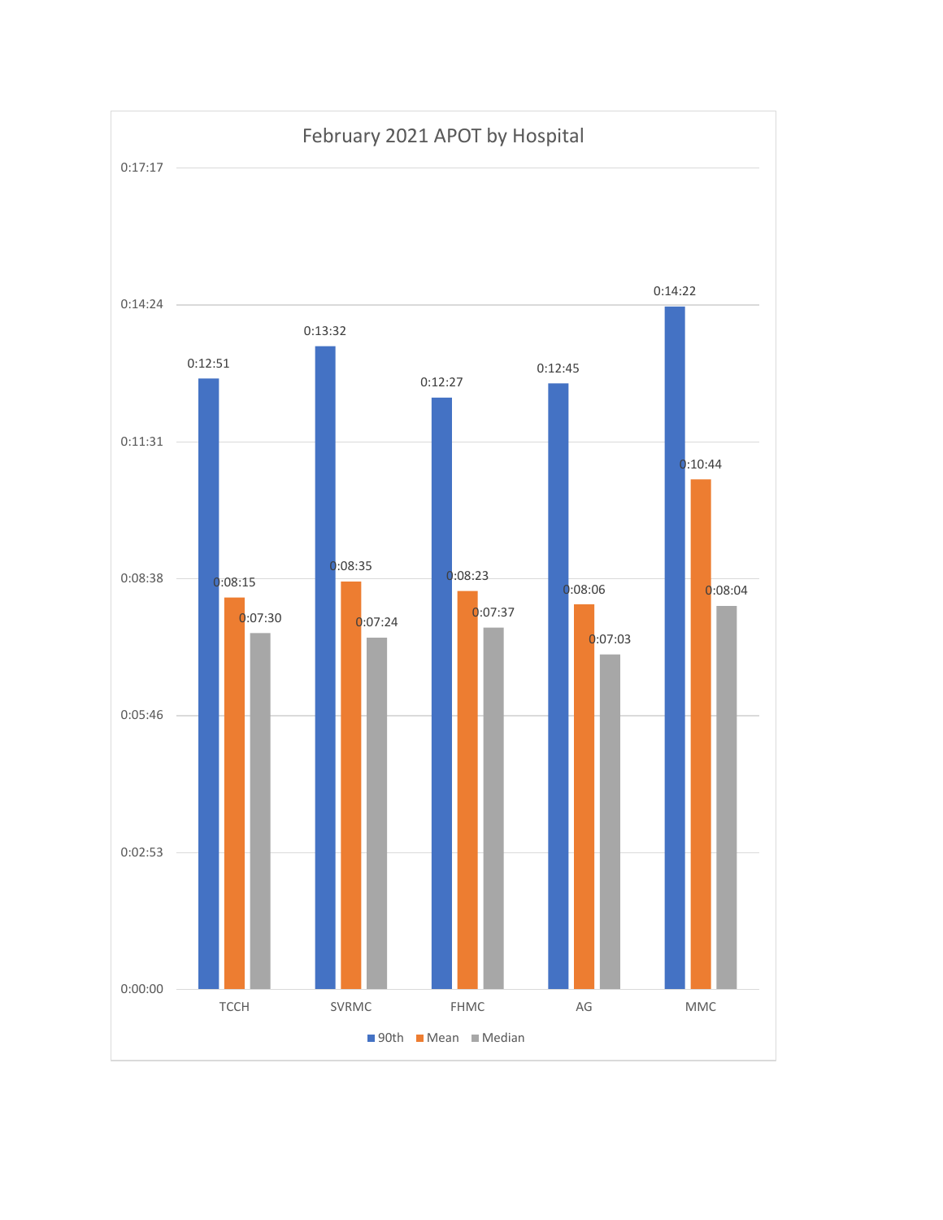## February 2021 APOT by Hospital

| Hospital | 90th | Mean | Median |
| --- | --- | --- | --- |
| TCCH | 0:12:51 | 0:08:15 | 0:07:30 |
| SVRMC | 0:13:32 | 0:08:35 | 0:07:24 |
| FHMC | 0:12:27 | 0:08:23 | 0:07:37 |
| AG | 0:12:45 | 0:08:06 | 0:07:03 |
| MMC | 0:14:22 | 0:10:44 | 0:08:04 |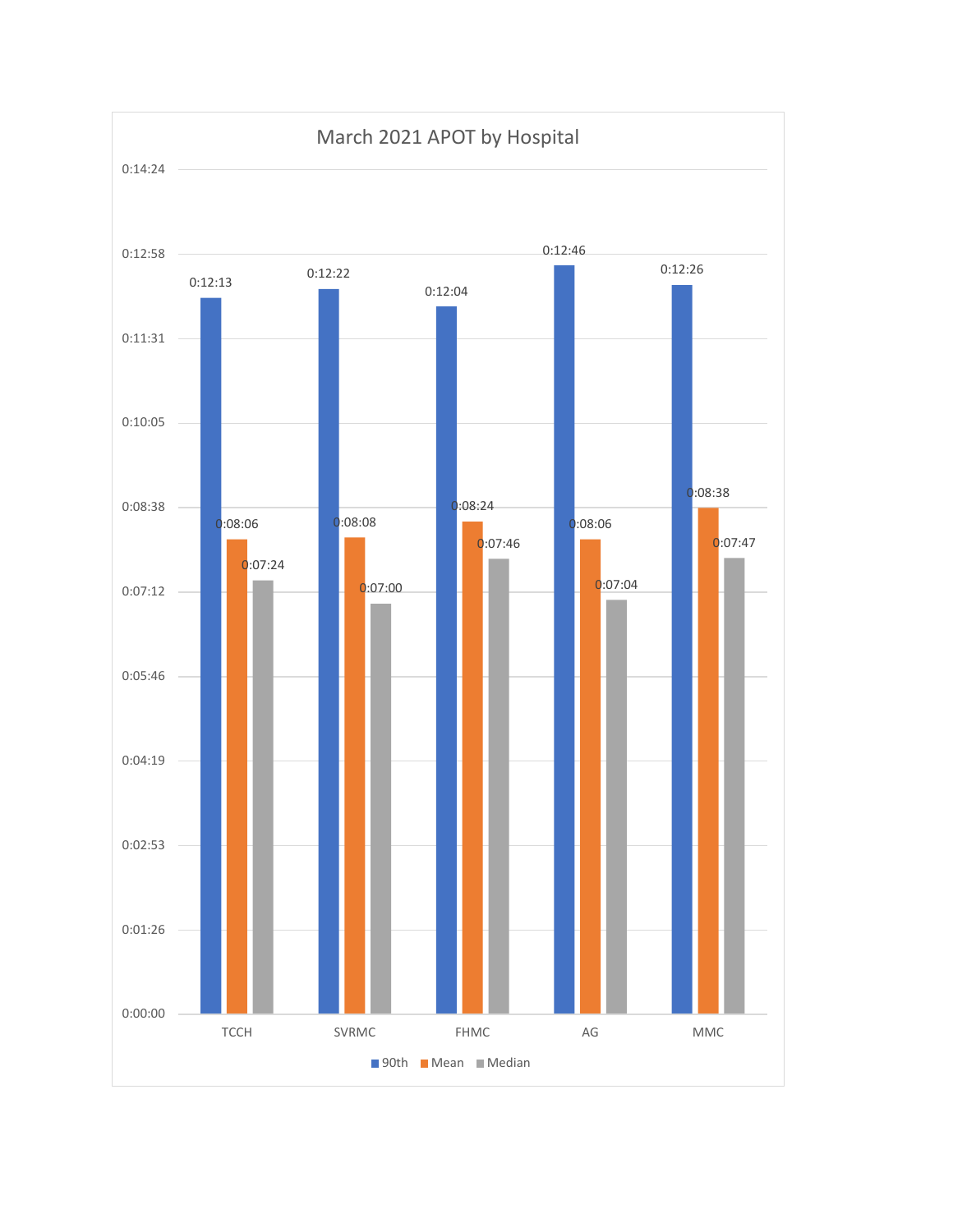## March 2021 APOT by Hospital

| Hospital | 90th | Mean | Median |
|---|---|---|---|
| TCCH | 0:12:13 | 0:08:06 | 0:07:24 |
| SVRMC | 0:12:22 | 0:08:08 | 0:07:00 |
| FHMC | 0:12:04 | 0:08:24 | 0:07:46 |
| AG | 0:12:46 | 0:08:06 | 0:07:04 |
| MMC | 0:12:26 | 0:08:38 | 0:07:47 |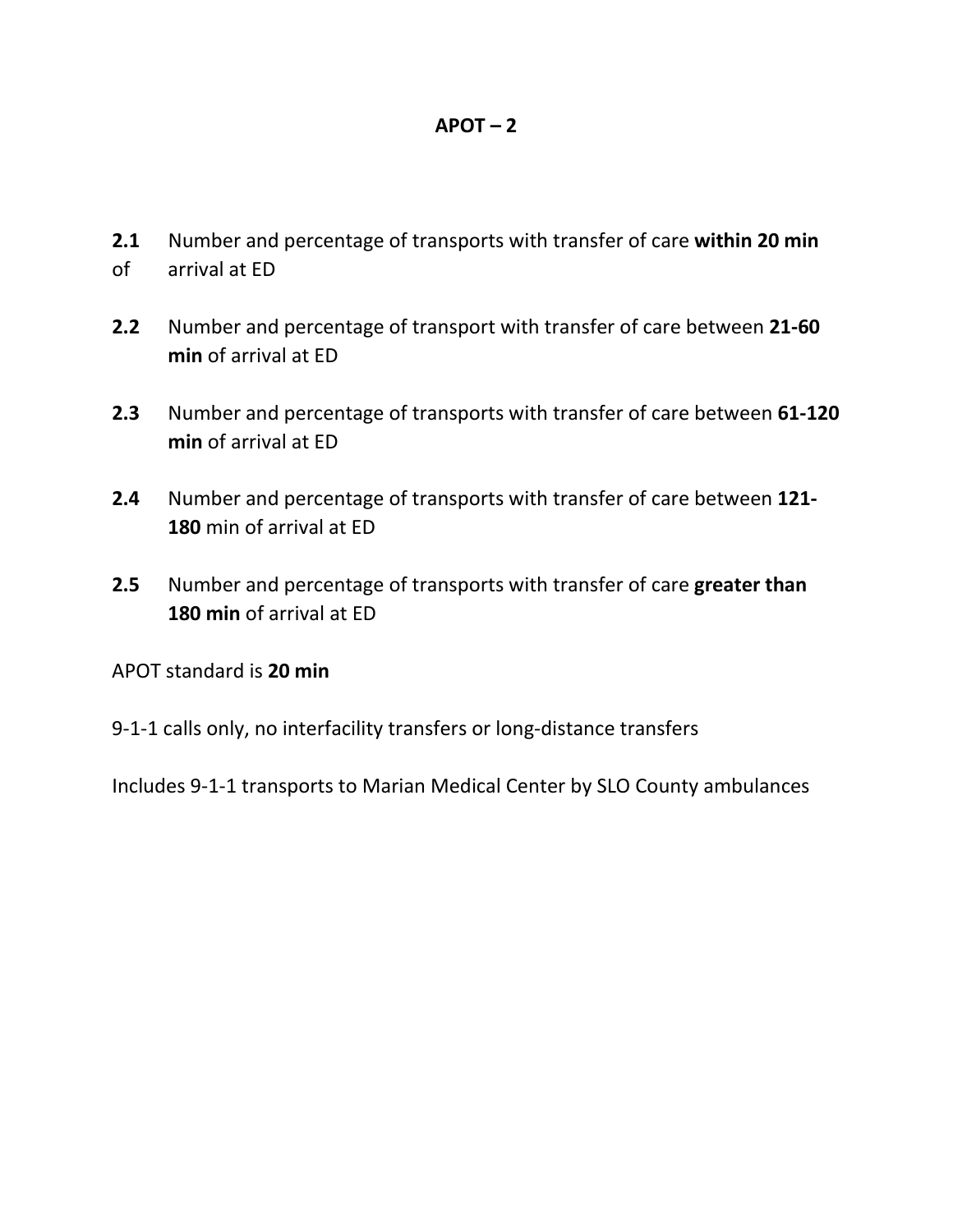# APOT – 2

**2.1** Number and percentage of transports with transfer of care **within 20 min** of arrival at ED

**2.2** Number and percentage of transport with transfer of care between **21-60 min** of arrival at ED

**2.3** Number and percentage of transports with transfer of care between **61-120 min** of arrival at ED

**2.4** Number and percentage of transports with transfer of care between **121-180** min of arrival at ED

**2.5** Number and percentage of transports with transfer of care **greater than 180 min** of arrival at ED

APOT standard is **20 min**

9-1-1 calls only, no interfacility transfers or long-distance transfers

Includes 9-1-1 transports to Marian Medical Center by SLO County ambulances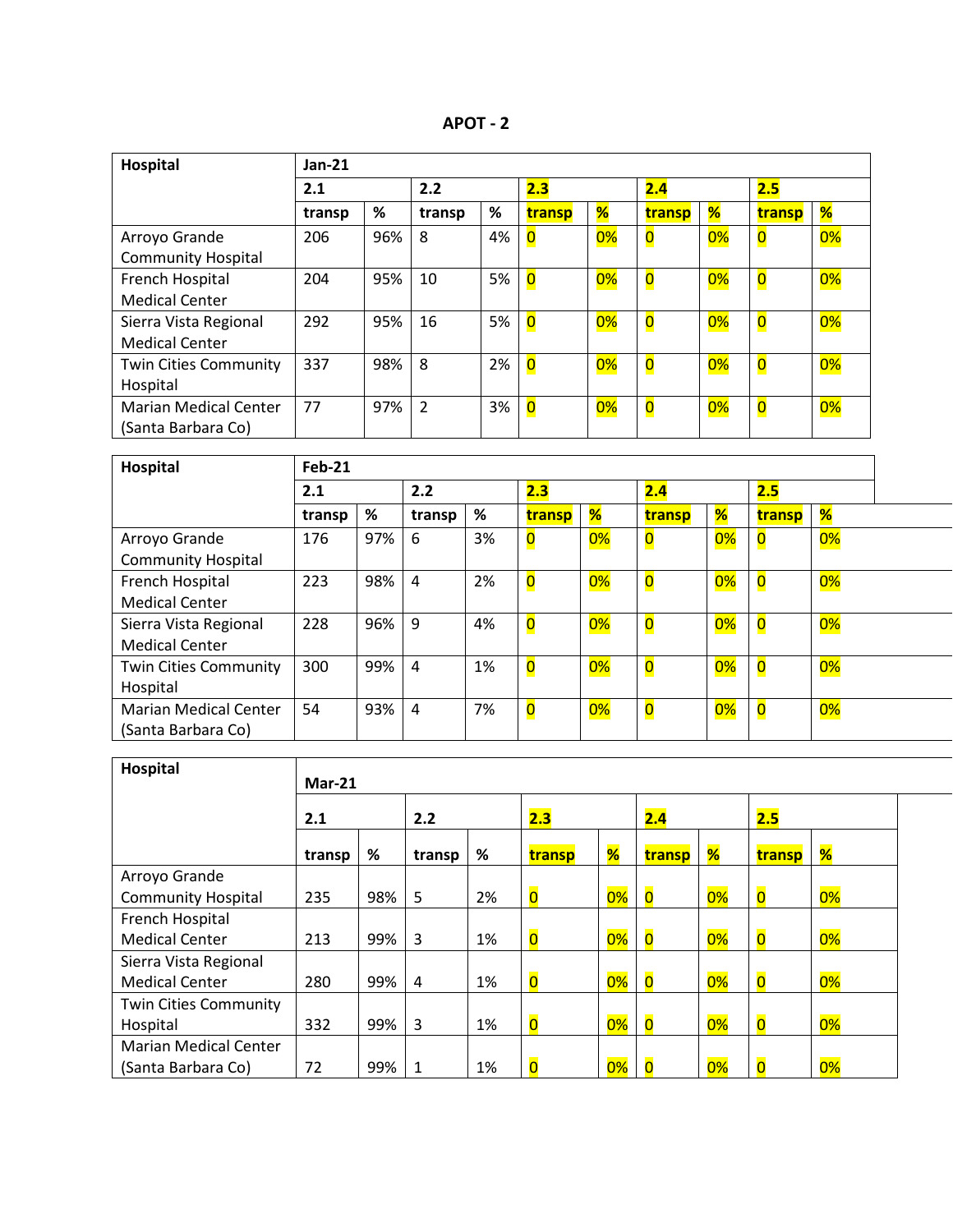# APOT - 2

| Hospital | Jan-21 | | | | | | | | | |
|---|---|---|---|---|---|---|---|---|---|---|
| | 2.1 | | 2.2 | | 2.3 | | 2.4 | | 2.5 | |
| | transp | % | transp | % | transp | % | transp | % | transp | % |
| Arroyo Grande Community Hospital | 206 | 96% | 8 | 4% | 0 | 0% | 0 | 0% | 0 | 0% |
| French Hospital Medical Center | 204 | 95% | 10 | 5% | 0 | 0% | 0 | 0% | 0 | 0% |
| Sierra Vista Regional Medical Center | 292 | 95% | 16 | 5% | 0 | 0% | 0 | 0% | 0 | 0% |
| Twin Cities Community Hospital | 337 | 98% | 8 | 2% | 0 | 0% | 0 | 0% | 0 | 0% |
| Marian Medical Center (Santa Barbara Co) | 77 | 97% | 2 | 3% | 0 | 0% | 0 | 0% | 0 | 0% |

| Hospital | Feb-21 | | | | | | | | | |
|---|---|---|---|---|---|---|---|---|---|---|
| | 2.1 | | 2.2 | | 2.3 | | 2.4 | | 2.5 | |
| | transp | % | transp | % | transp | % | transp | % | transp | % |
| Arroyo Grande Community Hospital | 176 | 97% | 6 | 3% | 0 | 0% | 0 | 0% | 0 | 0% |
| French Hospital Medical Center | 223 | 98% | 4 | 2% | 0 | 0% | 0 | 0% | 0 | 0% |
| Sierra Vista Regional Medical Center | 228 | 96% | 9 | 4% | 0 | 0% | 0 | 0% | 0 | 0% |
| Twin Cities Community Hospital | 300 | 99% | 4 | 1% | 0 | 0% | 0 | 0% | 0 | 0% |
| Marian Medical Center (Santa Barbara Co) | 54 | 93% | 4 | 7% | 0 | 0% | 0 | 0% | 0 | 0% |

| Hospital | Mar-21 | | | | | | | | | |
|---|---|---|---|---|---|---|---|---|---|---|
| | 2.1 | | 2.2 | | 2.3 | | 2.4 | | 2.5 | |
| | transp | % | transp | % | transp | % | transp | % | transp | % |
| Arroyo Grande Community Hospital | 235 | 98% | 5 | 2% | 0 | 0% | 0 | 0% | 0 | 0% |
| French Hospital Medical Center | 213 | 99% | 3 | 1% | 0 | 0% | 0 | 0% | 0 | 0% |
| Sierra Vista Regional Medical Center | 280 | 99% | 4 | 1% | 0 | 0% | 0 | 0% | 0 | 0% |
| Twin Cities Community Hospital | 332 | 99% | 3 | 1% | 0 | 0% | 0 | 0% | 0 | 0% |
| Marian Medical Center (Santa Barbara Co) | 72 | 99% | 1 | 1% | 0 | 0% | 0 | 0% | 0 | 0% |